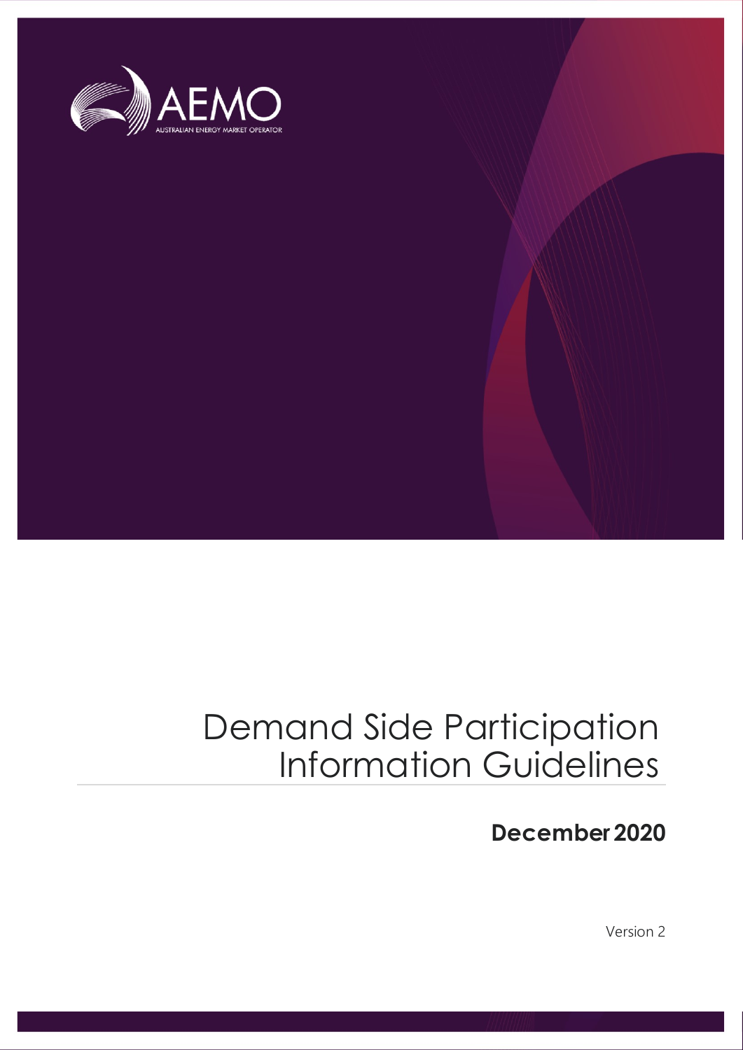AEMO

AUSTRALIAN ENERGY MARKET OPERATOR

# Demand Side Participation Information Guidelines

**December 2020**

Version 2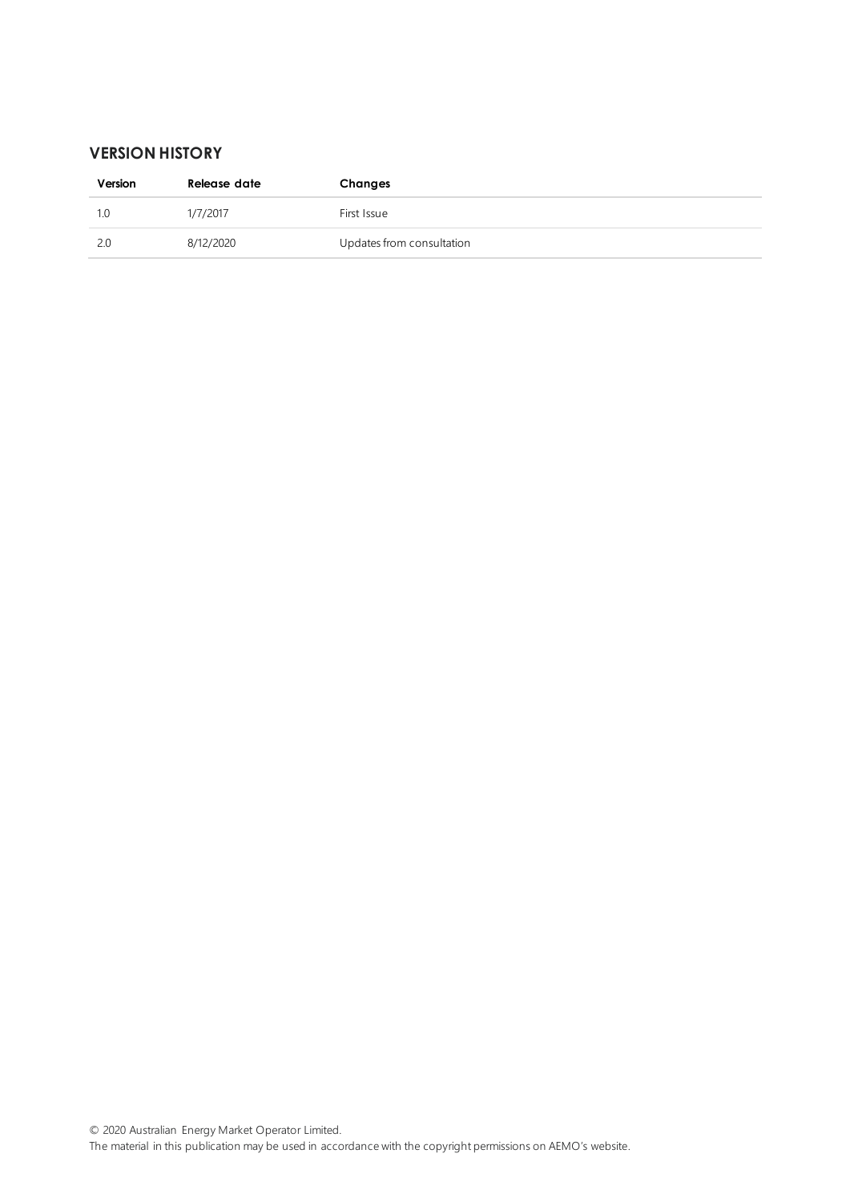## VERSION HISTORY

| Version | Release date | Changes |
| --- | --- | --- |
| 1.0 | 1/7/2017 | First Issue |
| 2.0 | 8/12/2020 | Updates from consultation |

© 2020 Australian Energy Market Operator Limited.
The material in this publication may be used in accordance with the copyright permissions on AEMO's website.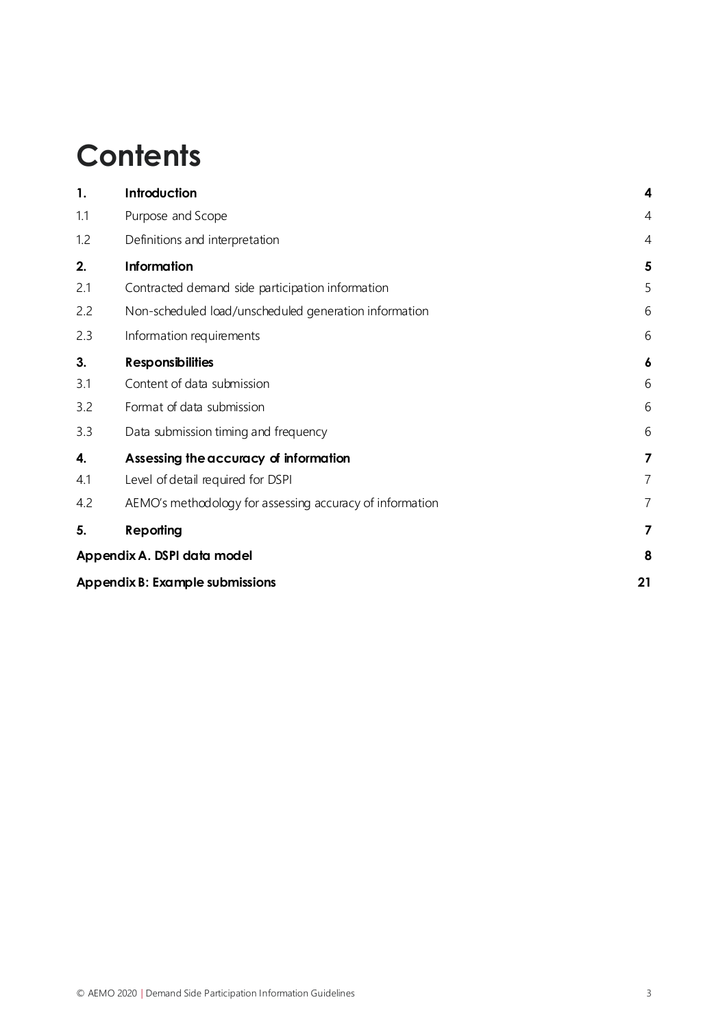# Contents

| | | |
|---|---|---|
| **1.** | **Introduction** | **4** |
| 1.1 | Purpose and Scope | 4 |
| 1.2 | Definitions and interpretation | 4 |
| **2.** | **Information** | **5** |
| 2.1 | Contracted demand side participation information | 5 |
| 2.2 | Non-scheduled load/unscheduled generation information | 6 |
| 2.3 | Information requirements | 6 |
| **3.** | **Responsibilities** | **6** |
| 3.1 | Content of data submission | 6 |
| 3.2 | Format of data submission | 6 |
| 3.3 | Data submission timing and frequency | 6 |
| **4.** | **Assessing the accuracy of information** | **7** |
| 4.1 | Level of detail required for DSPI | 7 |
| 4.2 | AEMO's methodology for assessing accuracy of information | 7 |
| **5.** | **Reporting** | **7** |
| **Appendix A. DSPI data model** | | **8** |
| **Appendix B: Example submissions** | | **21** |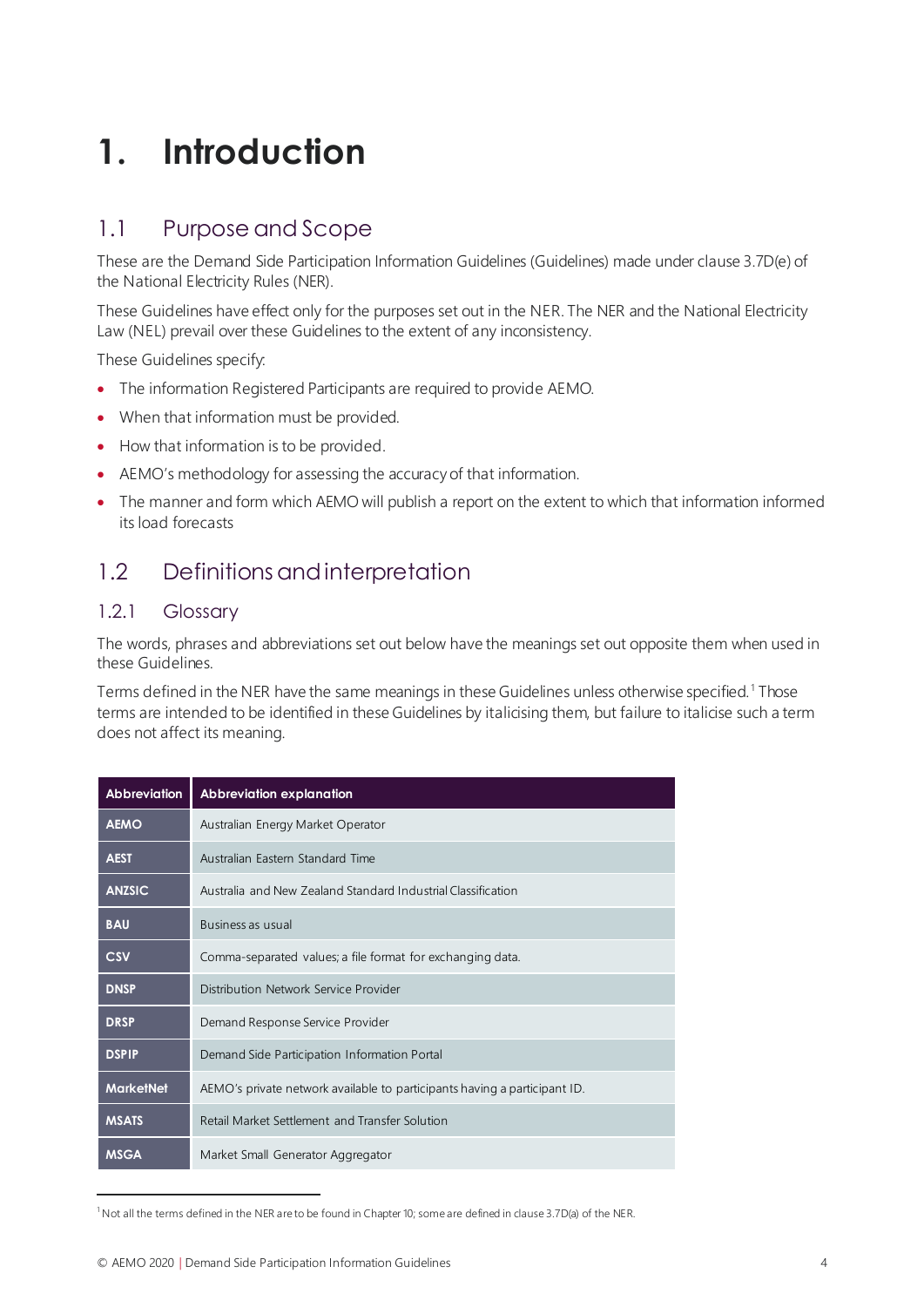# 1. Introduction

## 1.1 Purpose and Scope

These are the Demand Side Participation Information Guidelines (Guidelines) made under clause 3.7D(e) of the National Electricity Rules (NER).

These Guidelines have effect only for the purposes set out in the NER. The NER and the National Electricity Law (NEL) prevail over these Guidelines to the extent of any inconsistency.

These Guidelines specify:

- The information Registered Participants are required to provide AEMO.
- When that information must be provided.
- How that information is to be provided.
- AEMO's methodology for assessing the accuracy of that information.
- The manner and form which AEMO will publish a report on the extent to which that information informed its load forecasts

## 1.2 Definitions and interpretation

### 1.2.1 Glossary

The words, phrases and abbreviations set out below have the meanings set out opposite them when used in these Guidelines.

Terms defined in the NER have the same meanings in these Guidelines unless otherwise specified.[1] Those terms are intended to be identified in these Guidelines by italicising them, but failure to italicise such a term does not affect its meaning.

| Abbreviation | Abbreviation explanation |
| --- | --- |
| **AEMO** | Australian Energy Market Operator |
| **AEST** | Australian Eastern Standard Time |
| **ANZSIC** | Australia and New Zealand Standard Industrial Classification |
| **BAU** | Business as usual |
| **CSV** | Comma-separated values; a file format for exchanging data. |
| **DNSP** | Distribution Network Service Provider |
| **DRSP** | Demand Response Service Provider |
| **DSPIP** | Demand Side Participation Information Portal |
| **MarketNet** | AEMO's private network available to participants having a participant ID. |
| **MSATS** | Retail Market Settlement and Transfer Solution |
| **MSGA** | Market Small Generator Aggregator |

[1] Not all the terms defined in the NER are to be found in Chapter 10; some are defined in clause 3.7D(a) of the NER.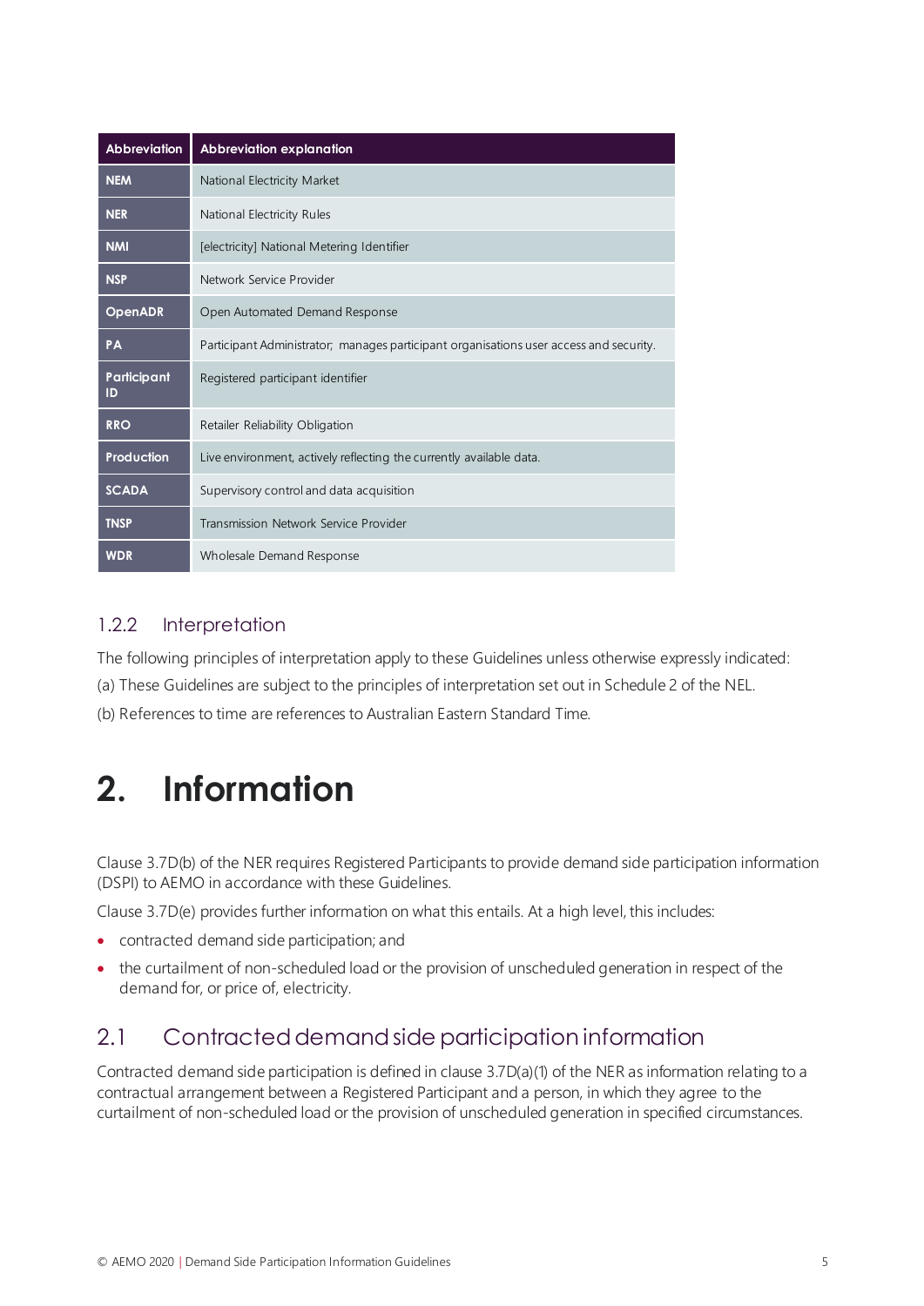| Abbreviation | Abbreviation explanation |
|---|---|
| NEM | National Electricity Market |
| NER | National Electricity Rules |
| NMI | [electricity] National Metering Identifier |
| NSP | Network Service Provider |
| OpenADR | Open Automated Demand Response |
| PA | Participant Administrator; manages participant organisations user access and security. |
| Participant ID | Registered participant identifier |
| RRO | Retailer Reliability Obligation |
| Production | Live environment, actively reflecting the currently available data. |
| SCADA | Supervisory control and data acquisition |
| TNSP | Transmission Network Service Provider |
| WDR | Wholesale Demand Response |

### 1.2.2 Interpretation

The following principles of interpretation apply to these Guidelines unless otherwise expressly indicated:

(a) These Guidelines are subject to the principles of interpretation set out in Schedule 2 of the NEL.

(b) References to time are references to Australian Eastern Standard Time.

# 2. Information

Clause 3.7D(b) of the NER requires Registered Participants to provide demand side participation information (DSPI) to AEMO in accordance with these Guidelines.

Clause 3.7D(e) provides further information on what this entails. At a high level, this includes:

- contracted demand side participation; and
- the curtailment of non-scheduled load or the provision of unscheduled generation in respect of the demand for, or price of, electricity.

## 2.1 Contracted demand side participation information

Contracted demand side participation is defined in clause 3.7D(a)(1) of the NER as information relating to a contractual arrangement between a Registered Participant and a person, in which they agree to the curtailment of non-scheduled load or the provision of unscheduled generation in specified circumstances.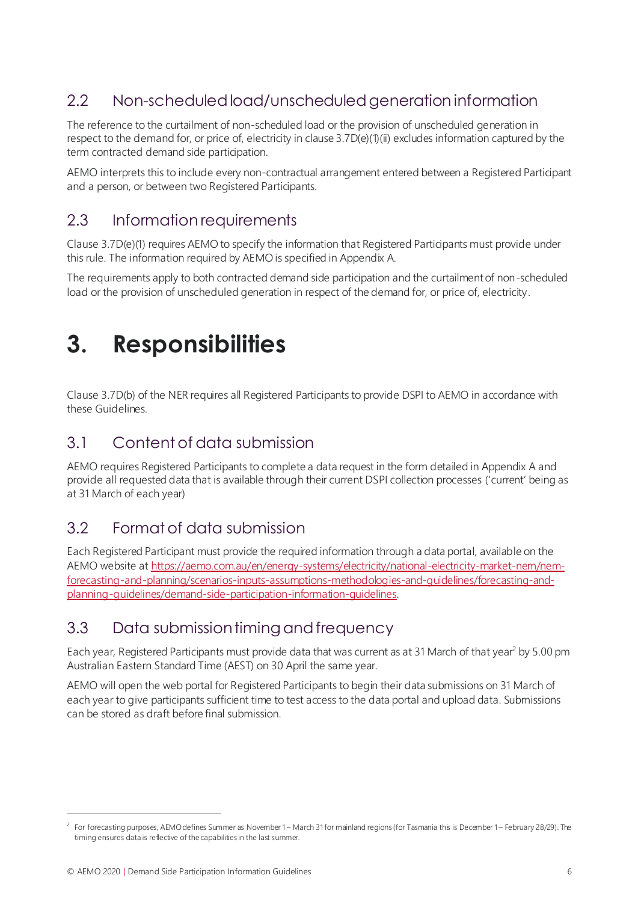## 2.2 Non-scheduled load/unscheduled generation information

The reference to the curtailment of non-scheduled load or the provision of unscheduled generation in respect to the demand for, or price of, electricity in clause 3.7D(e)(1)(ii) excludes information captured by the term contracted demand side participation.

AEMO interprets this to include every non-contractual arrangement entered between a Registered Participant and a person, or between two Registered Participants.

## 2.3 Information requirements

Clause 3.7D(e)(1) requires AEMO to specify the information that Registered Participants must provide under this rule. The information required by AEMO is specified in Appendix A.

The requirements apply to both contracted demand side participation and the curtailment of non-scheduled load or the provision of unscheduled generation in respect of the demand for, or price of, electricity.

# 3. Responsibilities

Clause 3.7D(b) of the NER requires all Registered Participants to provide DSPI to AEMO in accordance with these Guidelines.

## 3.1 Content of data submission

AEMO requires Registered Participants to complete a data request in the form detailed in Appendix A and provide all requested data that is available through their current DSPI collection processes ('current' being as at 31 March of each year)

## 3.2 Format of data submission

Each Registered Participant must provide the required information through a data portal, available on the AEMO website at https://aemo.com.au/en/energy-systems/electricity/national-electricity-market-nem/nem-forecasting-and-planning/scenarios-inputs-assumptions-methodologies-and-guidelines/forecasting-and-planning-guidelines/demand-side-participation-information-guidelines.

## 3.3 Data submission timing and frequency

Each year, Registered Participants must provide data that was current as at 31 March of that year[2] by 5.00 pm Australian Eastern Standard Time (AEST) on 30 April the same year.

AEMO will open the web portal for Registered Participants to begin their data submissions on 31 March of each year to give participants sufficient time to test access to the data portal and upload data. Submissions can be stored as draft before final submission.

---

[2] For forecasting purposes, AEMO defines Summer as November 1 – March 31 for mainland regions (for Tasmania this is December 1 – February 28/29). The timing ensures data is reflective of the capabilities in the last summer.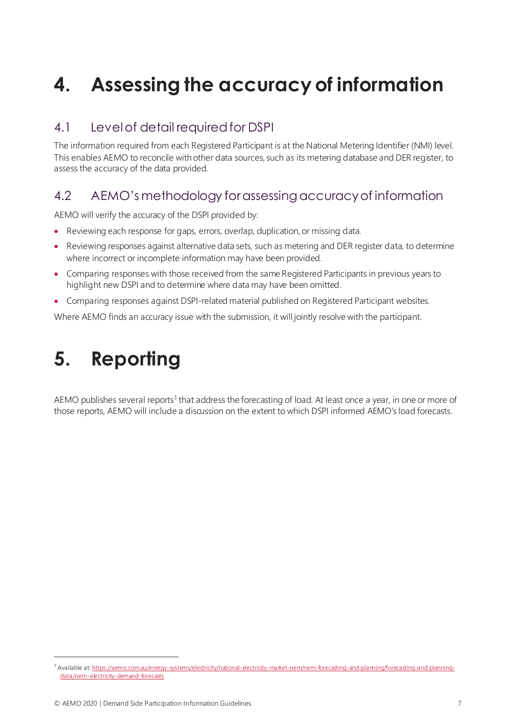# 4. Assessing the accuracy of information

## 4.1 Level of detail required for DSPI

The information required from each Registered Participant is at the National Metering Identifier (NMI) level. This enables AEMO to reconcile with other data sources, such as its metering database and DER register, to assess the accuracy of the data provided.

## 4.2 AEMO's methodology for assessing accuracy of information

AEMO will verify the accuracy of the DSPI provided by:

- Reviewing each response for gaps, errors, overlap, duplication, or missing data.
- Reviewing responses against alternative data sets, such as metering and DER register data, to determine where incorrect or incomplete information may have been provided.
- Comparing responses with those received from the same Registered Participants in previous years to highlight new DSPI and to determine where data may have been omitted.
- Comparing responses against DSPI-related material published on Registered Participant websites.

Where AEMO finds an accuracy issue with the submission, it will jointly resolve with the participant.

# 5. Reporting

AEMO publishes several reports[3] that address the forecasting of load. At least once a year, in one or more of those reports, AEMO will include a discussion on the extent to which DSPI informed AEMO's load forecasts.

[3] Available at: https://aemo.com.au/energy-systems/electricity/national-electricity-market-nem/nem-forecasting-and-planning/forecasting-and-planning-data/nem-electricity-demand-forecasts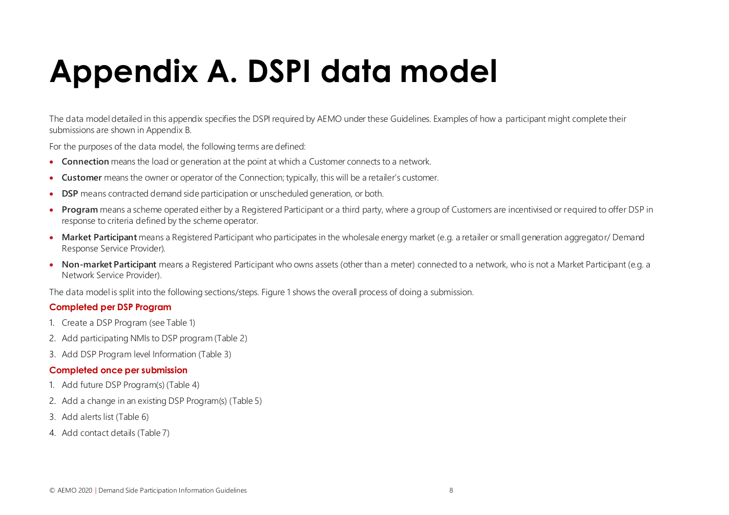# Appendix A. DSPI data model

The data model detailed in this appendix specifies the DSPI required by AEMO under these Guidelines. Examples of how a participant might complete their submissions are shown in Appendix B.

For the purposes of the data model, the following terms are defined:

- **Connection** means the load or generation at the point at which a Customer connects to a network.
- **Customer** means the owner or operator of the Connection; typically, this will be a retailer's customer.
- **DSP** means contracted demand side participation or unscheduled generation, or both.
- **Program** means a scheme operated either by a Registered Participant or a third party, where a group of Customers are incentivised or required to offer DSP in response to criteria defined by the scheme operator.
- **Market Participant** means a Registered Participant who participates in the wholesale energy market (e.g. a retailer or small generation aggregator/ Demand Response Service Provider).
- **Non-market Participant** means a Registered Participant who owns assets (other than a meter) connected to a network, who is not a Market Participant (e.g. a Network Service Provider).

The data model is split into the following sections/steps. Figure 1 shows the overall process of doing a submission.

**Completed per DSP Program**

1. Create a DSP Program (see Table 1)
2. Add participating NMIs to DSP program (Table 2)
3. Add DSP Program level Information (Table 3)

**Completed once per submission**

1. Add future DSP Program(s) (Table 4)
2. Add a change in an existing DSP Program(s) (Table 5)
3. Add alerts list (Table 6)
4. Add contact details (Table 7)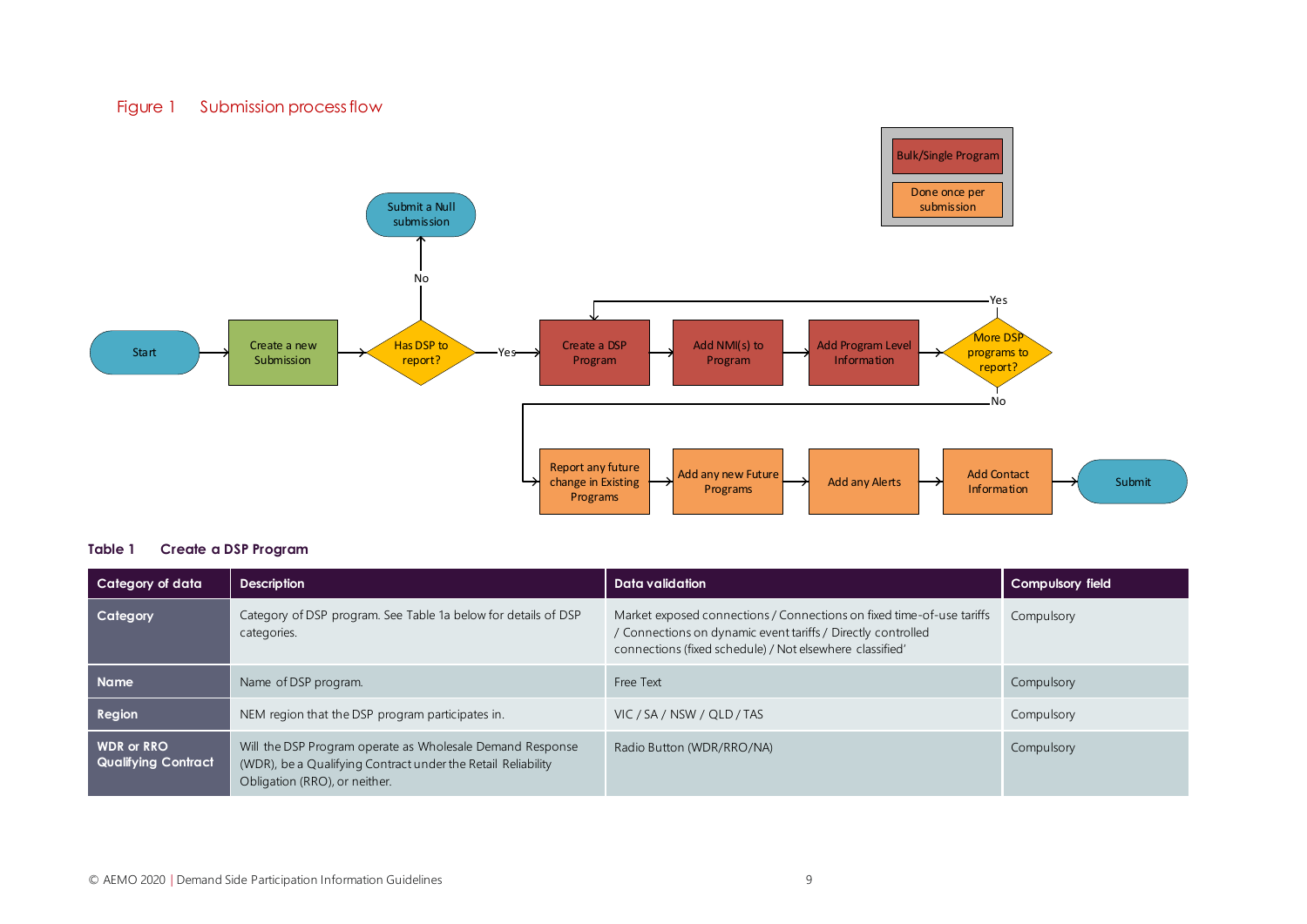Figure 1 Submission process flow

Table 1 Create a DSP Program

| Category of data | Description | Data validation | Compulsory field |
|---|---|---|---|
| **Category** | Category of DSP program. See Table 1a below for details of DSP categories. | Market exposed connections / Connections on fixed time-of-use tariffs / Connections on dynamic event tariffs / Directly controlled connections (fixed schedule) / Not elsewhere classified' | Compulsory |
| **Name** | Name of DSP program. | Free Text | Compulsory |
| **Region** | NEM region that the DSP program participates in. | VIC / SA / NSW / QLD / TAS | Compulsory |
| **WDR or RRO Qualifying Contract** | Will the DSP Program operate as Wholesale Demand Response (WDR), be a Qualifying Contract under the Retail Reliability Obligation (RRO), or neither. | Radio Button (WDR/RRO/NA) | Compulsory |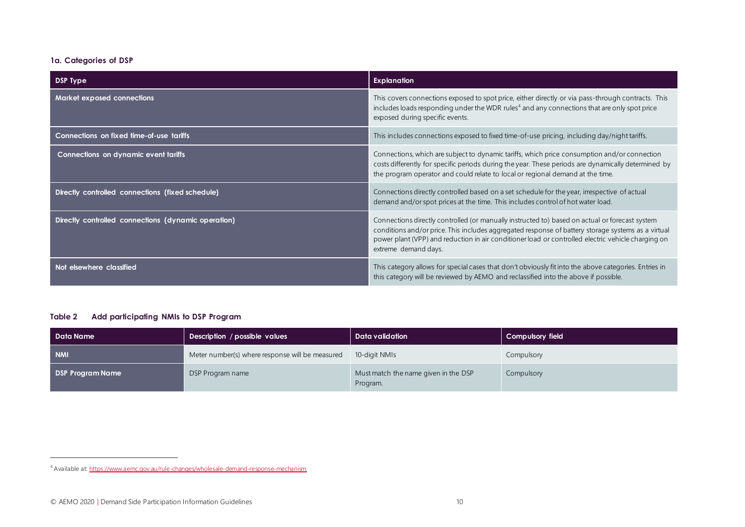#### 1a. Categories of DSP

| DSP Type | Explanation |
| --- | --- |
| **Market exposed connections** | This covers connections exposed to spot price, either directly or via pass-through contracts. This includes loads responding under the WDR rules[4] and any connections that are only spot price exposed during specific events. |
| **Connections on fixed time-of-use tariffs** | This includes connections exposed to fixed time-of-use pricing, including day/night tariffs. |
| **Connections on dynamic event tariffs** | Connections, which are subject to dynamic tariffs, which price consumption and/or connection costs differently for specific periods during the year. These periods are dynamically determined by the program operator and could relate to local or regional demand at the time. |
| **Directly controlled connections (fixed schedule)** | Connections directly controlled based on a set schedule for the year, irrespective of actual demand and/or spot prices at the time. This includes control of hot water load. |
| **Directly controlled connections (dynamic operation)** | Connections directly controlled (or manually instructed to) based on actual or forecast system conditions and/or price. This includes aggregated response of battery storage systems as a virtual power plant (VPP) and reduction in air conditioner load or controlled electric vehicle charging on extreme demand days. |
| **Not elsewhere classified** | This category allows for special cases that don't obviously fit into the above categories. Entries in this category will be reviewed by AEMO and reclassified into the above if possible. |

#### Table 2 Add participating NMIs to DSP Program

| Data Name | Description / possible values | Data validation | Compulsory field |
| --- | --- | --- | --- |
| **NMI** | Meter number(s) where response will be measured | 10-digit NMIs | Compulsory |
| **DSP Program Name** | DSP Program name | Must match the name given in the DSP Program. | Compulsory |

[4] Available at: https://www.aemc.gov.au/rule-changes/wholesale-demand-response-mechanism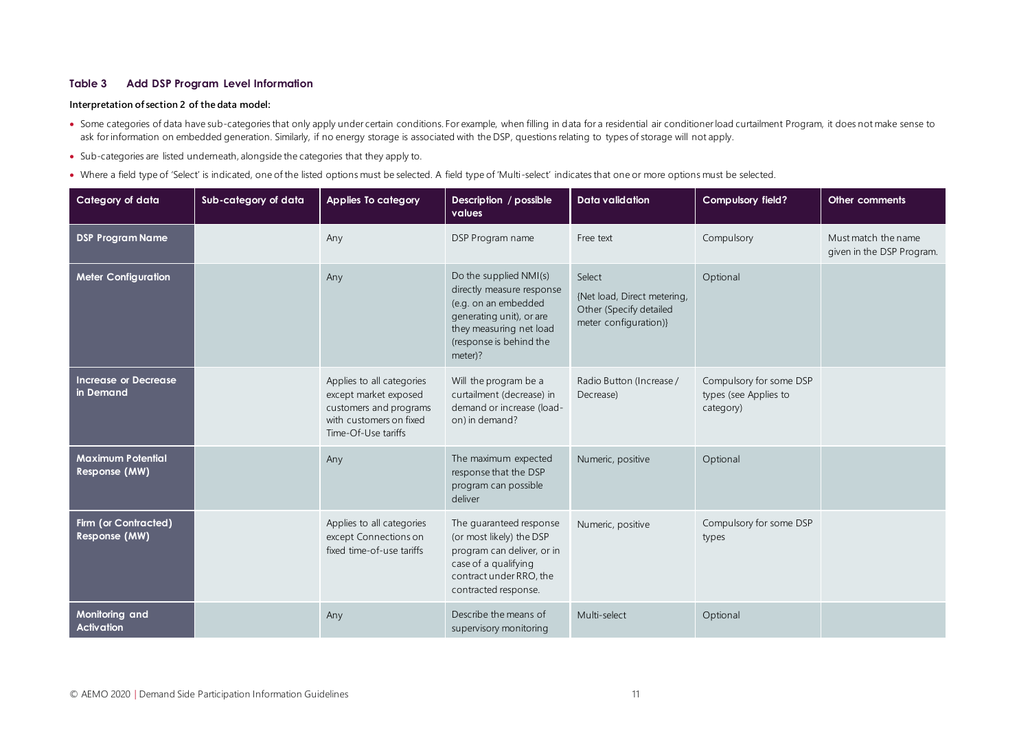### Table 3 Add DSP Program Level Information

**Interpretation of section 2 of the data model:**

- Some categories of data have sub-categories that only apply under certain conditions. For example, when filling in data for a residential air conditioner load curtailment Program, it does not make sense to ask for information on embedded generation. Similarly, if no energy storage is associated with the DSP, questions relating to types of storage will not apply.
- Sub-categories are listed underneath, alongside the categories that they apply to.
- Where a field type of 'Select' is indicated, one of the listed options must be selected. A field type of 'Multi-select' indicates that one or more options must be selected.

| Category of data | Sub-category of data | Applies To category | Description / possible values | Data validation | Compulsory field? | Other comments |
|---|---|---|---|---|---|---|
| **DSP Program Name** | | Any | DSP Program name | Free text | Compulsory | Must match the name given in the DSP Program. |
| **Meter Configuration** | | Any | Do the supplied NMI(s) directly measure response (e.g. on an embedded generating unit), or are they measuring net load (response is behind the meter)? | Select {Net load, Direct metering, Other (Specify detailed meter configuration)} | Optional | |
| **Increase or Decrease in Demand** | | Applies to all categories except market exposed customers and programs with customers on fixed Time-Of-Use tariffs | Will the program be a curtailment (decrease) in demand or increase (load-on) in demand? | Radio Button (Increase / Decrease) | Compulsory for some DSP types (see Applies to category) | |
| **Maximum Potential Response (MW)** | | Any | The maximum expected response that the DSP program can possible deliver | Numeric, positive | Optional | |
| **Firm (or Contracted) Response (MW)** | | Applies to all categories except Connections on fixed time-of-use tariffs | The guaranteed response (or most likely) the DSP program can deliver, or in case of a qualifying contract under RRO, the contracted response. | Numeric, positive | Compulsory for some DSP types | |
| **Monitoring and Activation** | | Any | Describe the means of supervisory monitoring | Multi-select | Optional | |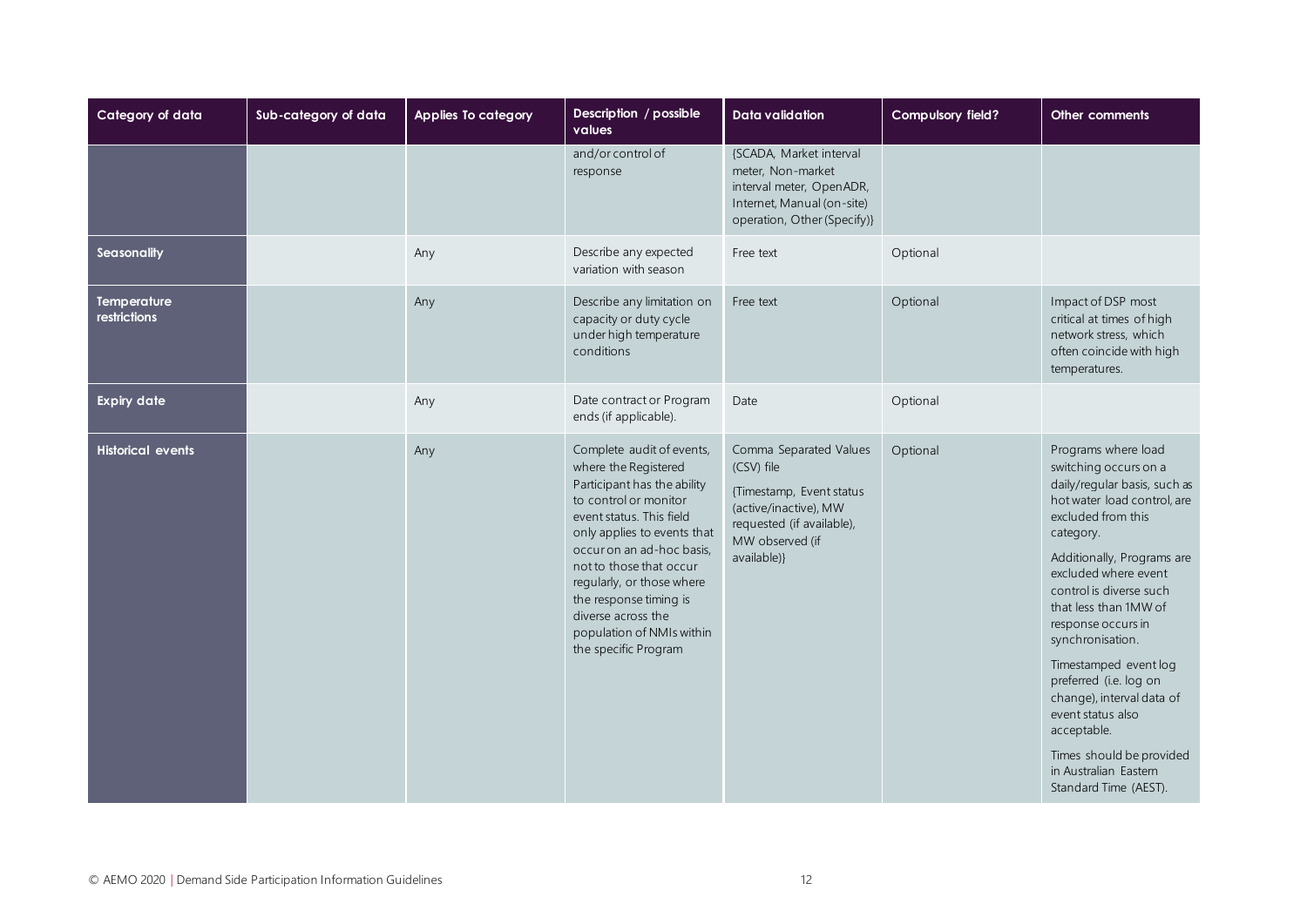| Category of data | Sub-category of data | Applies To category | Description / possible values | Data validation | Compulsory field? | Other comments |
|---|---|---|---|---|---|---|
| | | | and/or control of response | {SCADA, Market interval meter, Non-market interval meter, OpenADR, Internet, Manual (on-site) operation, Other (Specify)} | | |
| **Seasonality** | | Any | Describe any expected variation with season | Free text | Optional | |
| **Temperature restrictions** | | Any | Describe any limitation on capacity or duty cycle under high temperature conditions | Free text | Optional | Impact of DSP most critical at times of high network stress, which often coincide with high temperatures. |
| **Expiry date** | | Any | Date contract or Program ends (if applicable). | Date | Optional | |
| **Historical events** | | Any | Complete audit of events, where the Registered Participant has the ability to control or monitor event status. This field only applies to events that occur on an ad-hoc basis, not to those that occur regularly, or those where the response timing is diverse across the population of NMIs within the specific Program | Comma Separated Values (CSV) file<br><br>{Timestamp, Event status (active/inactive), MW requested (if available), MW observed (if available)} | Optional | Programs where load switching occurs on a daily/regular basis, such as hot water load control, are excluded from this category.<br><br>Additionally, Programs are excluded where event control is diverse such that less than 1MW of response occurs in synchronisation.<br><br>Timestamped event log preferred (i.e. log on change), interval data of event status also acceptable.<br><br>Times should be provided in Australian Eastern Standard Time (AEST). |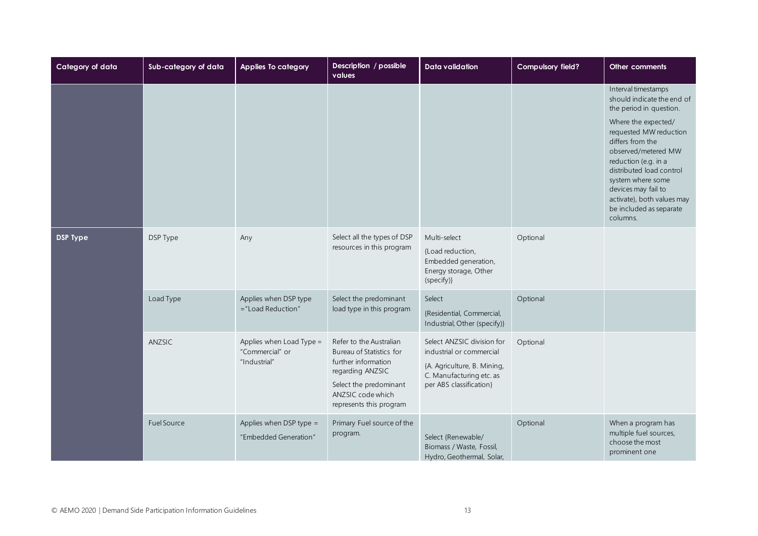| Category of data | Sub-category of data | Applies To category | Description / possible values | Data validation | Compulsory field? | Other comments |
| --- | --- | --- | --- | --- | --- | --- |
| | | | | | | Interval timestamps should indicate the end of the period in question.<br>Where the expected/ requested MW reduction differs from the observed/metered MW reduction (e.g. in a distributed load control system where some devices may fail to activate), both values may be included as separate columns. |
| **DSP Type** | DSP Type | Any | Select all the types of DSP resources in this program | Multi-select<br>{Load reduction, Embedded generation, Energy storage, Other (specify)} | Optional | |
| | Load Type | Applies when DSP type ="Load Reduction" | Select the predominant load type in this program | Select<br>{Residential, Commercial, Industrial, Other (specify)} | Optional | |
| | ANZSIC | Applies when Load Type = "Commercial" or "Industrial" | Refer to the Australian Bureau of Statistics for further information regarding ANZSIC<br>Select the predominant ANZSIC code which represents this program | Select ANZSIC division for industrial or commercial<br>{A. Agriculture, B. Mining, C. Manufacturing etc. as per ABS classification} | Optional | |
| | Fuel Source | Applies when DSP type = "Embedded Generation" | Primary Fuel source of the program. | Select {Renewable/ Biomass / Waste, Fossil, Hydro, Geothermal, Solar, | Optional | When a program has multiple fuel sources, choose the most prominent one |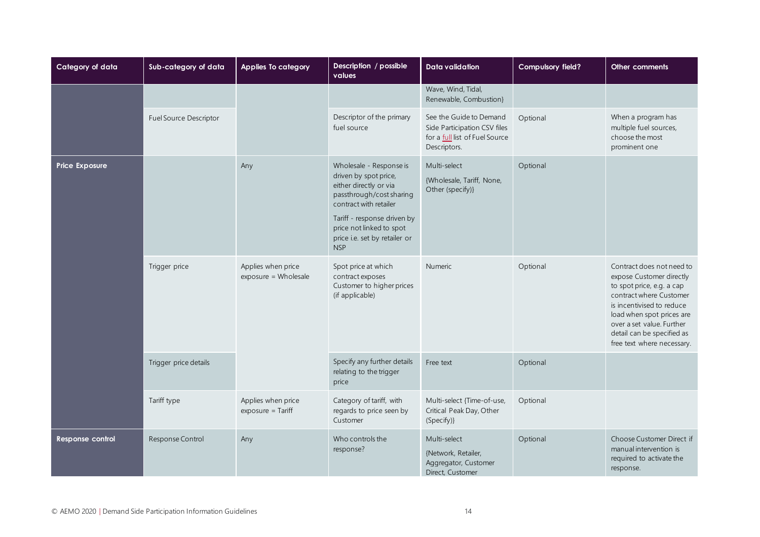| Category of data | Sub-category of data | Applies To category | Description / possible values | Data validation | Compulsory field? | Other comments |
|---|---|---|---|---|---|---|
| | | | | Wave, Wind, Tidal, Renewable, Combustion} | | |
| | Fuel Source Descriptor | | Descriptor of the primary fuel source | See the Guide to Demand Side Participation CSV files for a full list of Fuel Source Descriptors. | Optional | When a program has multiple fuel sources, choose the most prominent one |
| **Price Exposure** | | Any | Wholesale - Response is driven by spot price, either directly or via passthrough/cost sharing contract with retailer<br><br>Tariff - response driven by price not linked to spot price i.e. set by retailer or NSP | Multi-select<br><br>{Wholesale, Tariff, None, Other (specify)} | Optional | |
| | Trigger price | Applies when price exposure = Wholesale | Spot price at which contract exposes Customer to higher prices (if applicable) | Numeric | Optional | Contract does not need to expose Customer directly to spot price, e.g. a cap contract where Customer is incentivised to reduce load when spot prices are over a set value. Further detail can be specified as free text where necessary. |
| | Trigger price details | | Specify any further details relating to the trigger price | Free text | Optional | |
| | Tariff type | Applies when price exposure = Tariff | Category of tariff, with regards to price seen by Customer | Multi-select {Time-of-use, Critical Peak Day, Other (Specify)} | Optional | |
| **Response control** | Response Control | Any | Who controls the response? | Multi-select<br><br>{Network, Retailer, Aggregator, Customer Direct, Customer | Optional | Choose Customer Direct if manual intervention is required to activate the response. |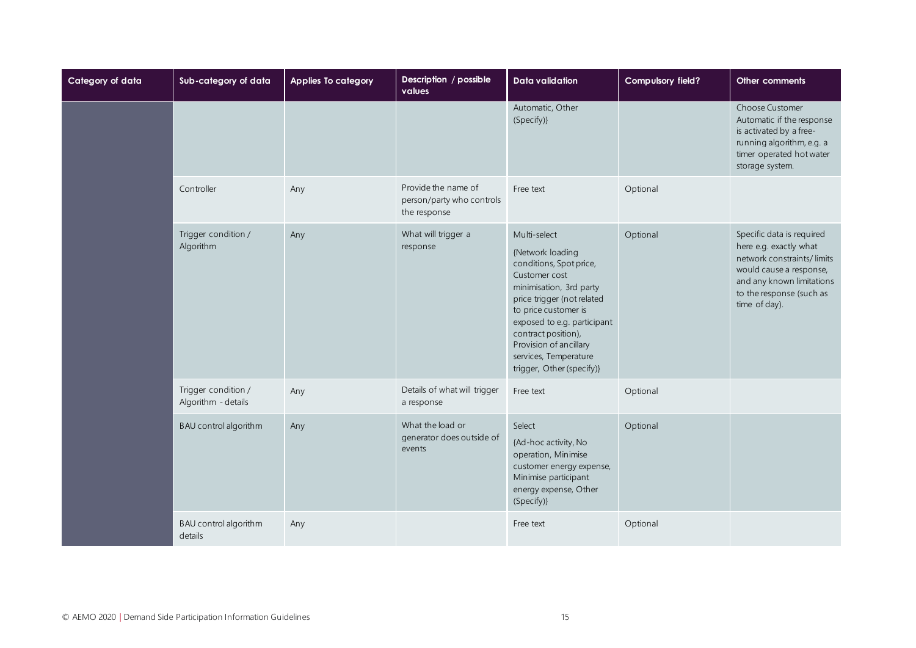| Category of data | Sub-category of data | Applies To category | Description / possible values | Data validation | Compulsory field? | Other comments |
|---|---|---|---|---|---|---|
| | | | | Automatic, Other (Specify)} | | Choose Customer Automatic if the response is activated by a free-running algorithm, e.g. a timer operated hot water storage system. |
| | Controller | Any | Provide the name of person/party who controls the response | Free text | Optional | |
| | Trigger condition / Algorithm | Any | What will trigger a response | Multi-select {Network loading conditions, Spot price, Customer cost minimisation, 3rd party price trigger (not related to price customer is exposed to e.g. participant contract position), Provision of ancillary services, Temperature trigger, Other (specify)} | Optional | Specific data is required here e.g. exactly what network constraints/ limits would cause a response, and any known limitations to the response (such as time of day). |
| | Trigger condition / Algorithm - details | Any | Details of what will trigger a response | Free text | Optional | |
| | BAU control algorithm | Any | What the load or generator does outside of events | Select {Ad-hoc activity, No operation, Minimise customer energy expense, Minimise participant energy expense, Other (Specify)} | Optional | |
| | BAU control algorithm details | Any | | Free text | Optional | |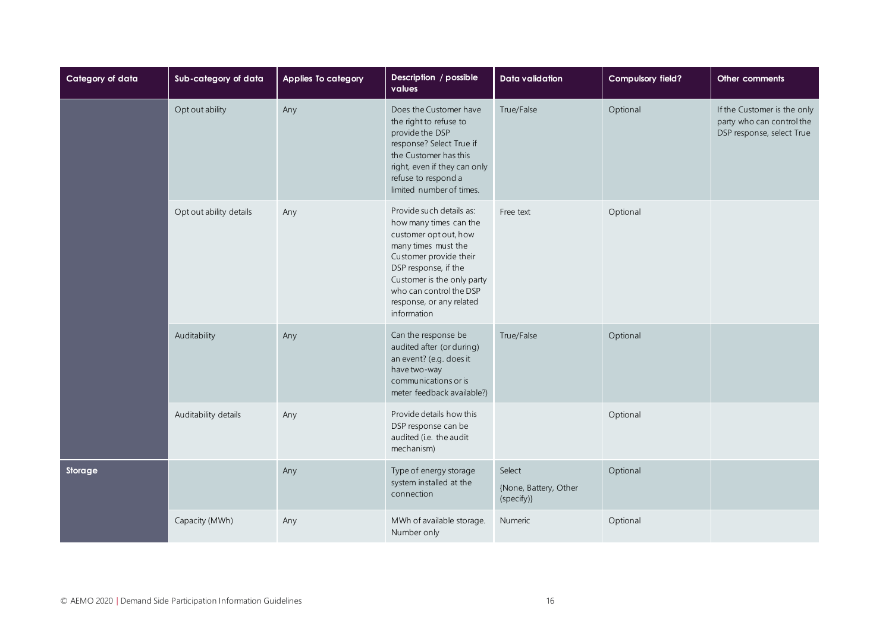| Category of data | Sub-category of data | Applies To category | Description / possible values | Data validation | Compulsory field? | Other comments |
|---|---|---|---|---|---|---|
| | Opt out ability | Any | Does the Customer have the right to refuse to provide the DSP response? Select True if the Customer has this right, even if they can only refuse to respond a limited number of times. | True/False | Optional | If the Customer is the only party who can control the DSP response, select True |
| | Opt out ability details | Any | Provide such details as: how many times can the customer opt out, how many times must the Customer provide their DSP response, if the Customer is the only party who can control the DSP response, or any related information | Free text | Optional | |
| | Auditability | Any | Can the response be audited after (or during) an event? (e.g. does it have two-way communications or is meter feedback available?) | True/False | Optional | |
| | Auditability details | Any | Provide details how this DSP response can be audited (i.e. the audit mechanism) | | Optional | |
| **Storage** | | Any | Type of energy storage system installed at the connection | Select {None, Battery, Other (specify)} | Optional | |
| | Capacity (MWh) | Any | MWh of available storage. Number only | Numeric | Optional | |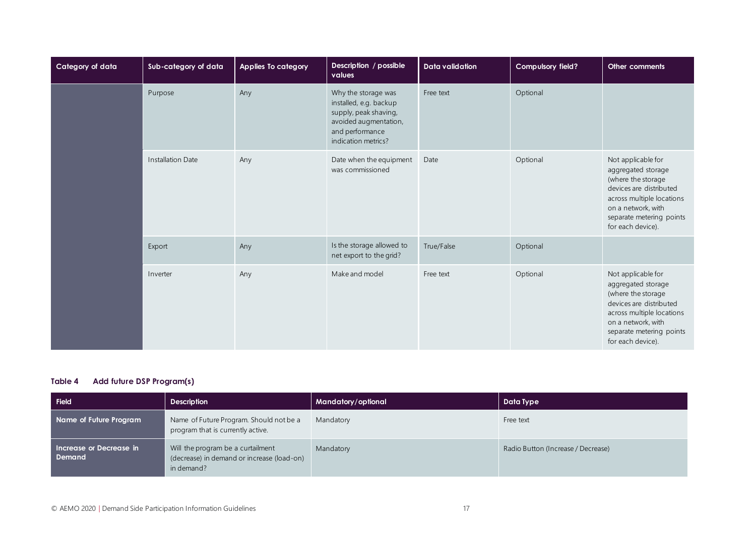| Category of data | Sub-category of data | Applies To category | Description / possible values | Data validation | Compulsory field? | Other comments |
|---|---|---|---|---|---|---|
| | Purpose | Any | Why the storage was installed, e.g. backup supply, peak shaving, avoided augmentation, and performance indication metrics? | Free text | Optional | |
| | Installation Date | Any | Date when the equipment was commissioned | Date | Optional | Not applicable for aggregated storage (where the storage devices are distributed across multiple locations on a network, with separate metering points for each device). |
| | Export | Any | Is the storage allowed to net export to the grid? | True/False | Optional | |
| | Inverter | Any | Make and model | Free text | Optional | Not applicable for aggregated storage (where the storage devices are distributed across multiple locations on a network, with separate metering points for each device). |

**Table 4 Add future DSP Program(s)**

| Field | Description | Mandatory/optional | Data Type |
|---|---|---|---|
| **Name of Future Program** | Name of Future Program. Should not be a program that is currently active. | Mandatory | Free text |
| **Increase or Decrease in Demand** | Will the program be a curtailment (decrease) in demand or increase (load-on) in demand? | Mandatory | Radio Button (Increase / Decrease) |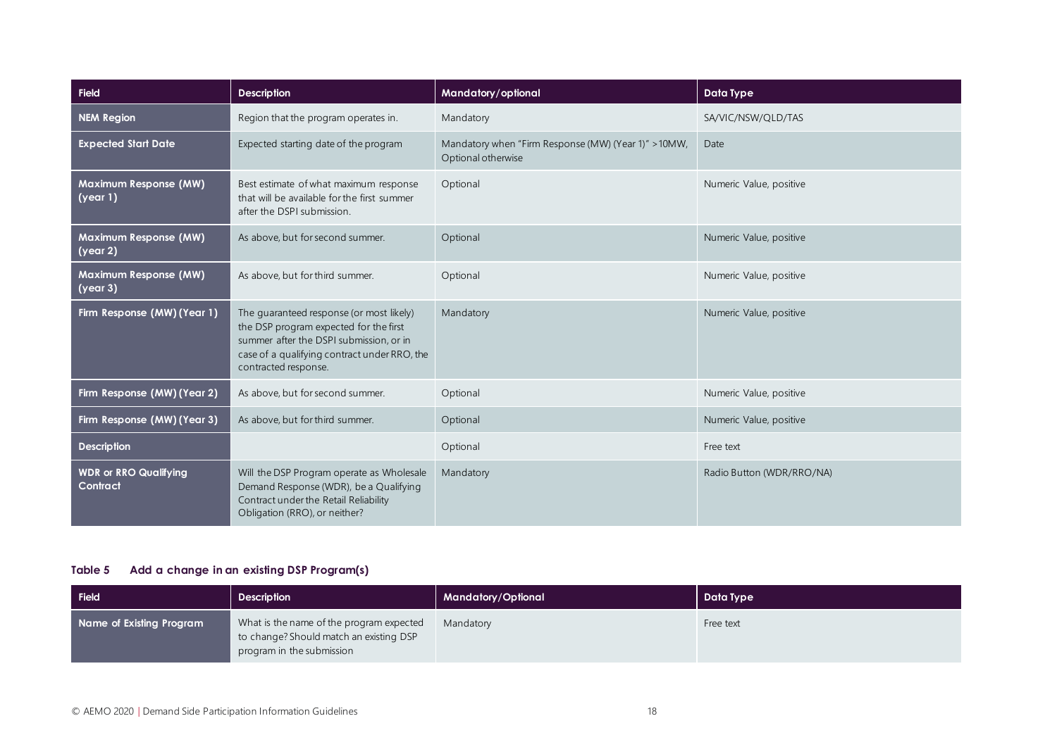| Field | Description | Mandatory/optional | Data Type |
|---|---|---|---|
| **NEM Region** | Region that the program operates in. | Mandatory | SA/VIC/NSW/QLD/TAS |
| **Expected Start Date** | Expected starting date of the program | Mandatory when "Firm Response (MW) (Year 1)" >10MW, Optional otherwise | Date |
| **Maximum Response (MW) (year 1)** | Best estimate of what maximum response that will be available for the first summer after the DSPI submission. | Optional | Numeric Value, positive |
| **Maximum Response (MW) (year 2)** | As above, but for second summer. | Optional | Numeric Value, positive |
| **Maximum Response (MW) (year 3)** | As above, but for third summer. | Optional | Numeric Value, positive |
| **Firm Response (MW) (Year 1)** | The guaranteed response (or most likely) the DSP program expected for the first summer after the DSPI submission, or in case of a qualifying contract under RRO, the contracted response. | Mandatory | Numeric Value, positive |
| **Firm Response (MW) (Year 2)** | As above, but for second summer. | Optional | Numeric Value, positive |
| **Firm Response (MW) (Year 3)** | As above, but for third summer. | Optional | Numeric Value, positive |
| **Description** | | Optional | Free text |
| **WDR or RRO Qualifying Contract** | Will the DSP Program operate as Wholesale Demand Response (WDR), be a Qualifying Contract under the Retail Reliability Obligation (RRO), or neither? | Mandatory | Radio Button (WDR/RRO/NA) |

**Table 5 Add a change in an existing DSP Program(s)**

| Field | Description | Mandatory/Optional | Data Type |
|---|---|---|---|
| **Name of Existing Program** | What is the name of the program expected to change? Should match an existing DSP program in the submission | Mandatory | Free text |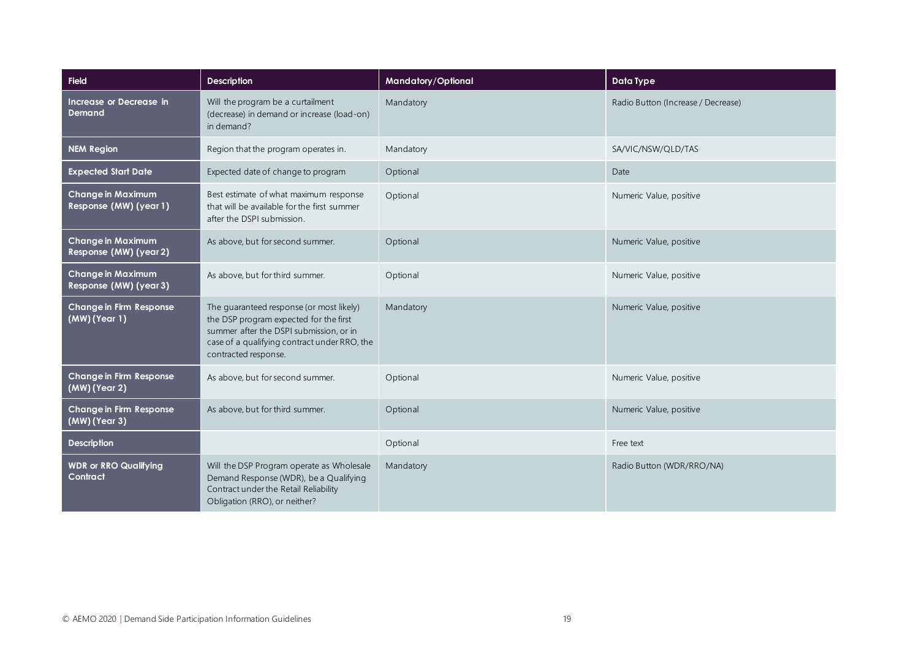| Field | Description | Mandatory/Optional | Data Type |
|---|---|---|---|
| **Increase or Decrease in Demand** | Will the program be a curtailment (decrease) in demand or increase (load-on) in demand? | Mandatory | Radio Button (Increase / Decrease) |
| **NEM Region** | Region that the program operates in. | Mandatory | SA/VIC/NSW/QLD/TAS |
| **Expected Start Date** | Expected date of change to program | Optional | Date |
| **Change in Maximum Response (MW) (year 1)** | Best estimate of what maximum response that will be available for the first summer after the DSPI submission. | Optional | Numeric Value, positive |
| **Change in Maximum Response (MW) (year 2)** | As above, but for second summer. | Optional | Numeric Value, positive |
| **Change in Maximum Response (MW) (year 3)** | As above, but for third summer. | Optional | Numeric Value, positive |
| **Change in Firm Response (MW) (Year 1)** | The guaranteed response (or most likely) the DSP program expected for the first summer after the DSPI submission, or in case of a qualifying contract under RRO, the contracted response. | Mandatory | Numeric Value, positive |
| **Change in Firm Response (MW) (Year 2)** | As above, but for second summer. | Optional | Numeric Value, positive |
| **Change in Firm Response (MW) (Year 3)** | As above, but for third summer. | Optional | Numeric Value, positive |
| **Description** | | Optional | Free text |
| **WDR or RRO Qualifying Contract** | Will the DSP Program operate as Wholesale Demand Response (WDR), be a Qualifying Contract under the Retail Reliability Obligation (RRO), or neither? | Mandatory | Radio Button (WDR/RRO/NA) |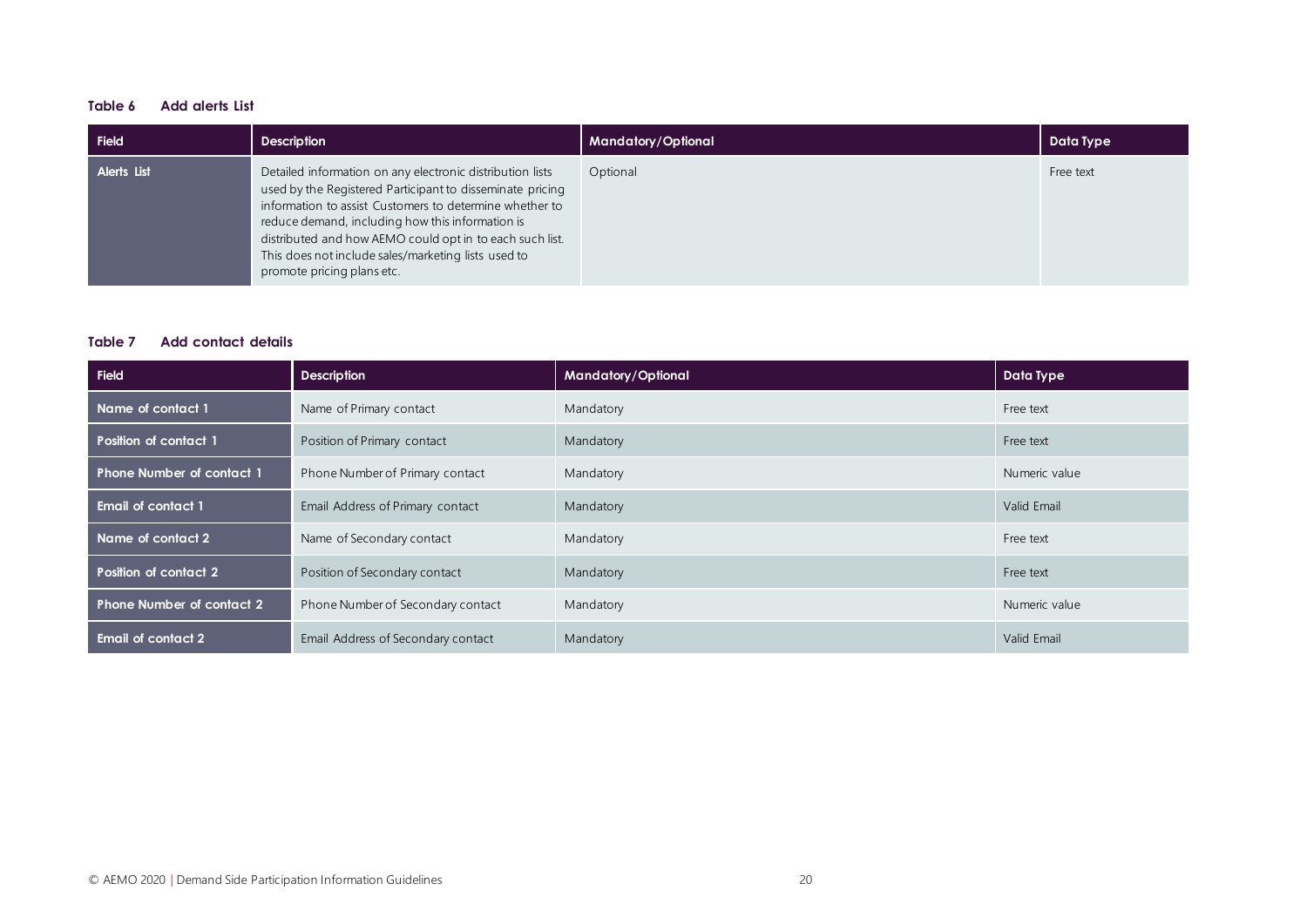**Table 6 Add alerts List**

| Field | Description | Mandatory/Optional | Data Type |
|---|---|---|---|
| Alerts List | Detailed information on any electronic distribution lists used by the Registered Participant to disseminate pricing information to assist Customers to determine whether to reduce demand, including how this information is distributed and how AEMO could opt in to each such list. This does not include sales/marketing lists used to promote pricing plans etc. | Optional | Free text |

**Table 7 Add contact details**

| Field | Description | Mandatory/Optional | Data Type |
|---|---|---|---|
| Name of contact 1 | Name of Primary contact | Mandatory | Free text |
| Position of contact 1 | Position of Primary contact | Mandatory | Free text |
| Phone Number of contact 1 | Phone Number of Primary contact | Mandatory | Numeric value |
| Email of contact 1 | Email Address of Primary contact | Mandatory | Valid Email |
| Name of contact 2 | Name of Secondary contact | Mandatory | Free text |
| Position of contact 2 | Position of Secondary contact | Mandatory | Free text |
| Phone Number of contact 2 | Phone Number of Secondary contact | Mandatory | Numeric value |
| Email of contact 2 | Email Address of Secondary contact | Mandatory | Valid Email |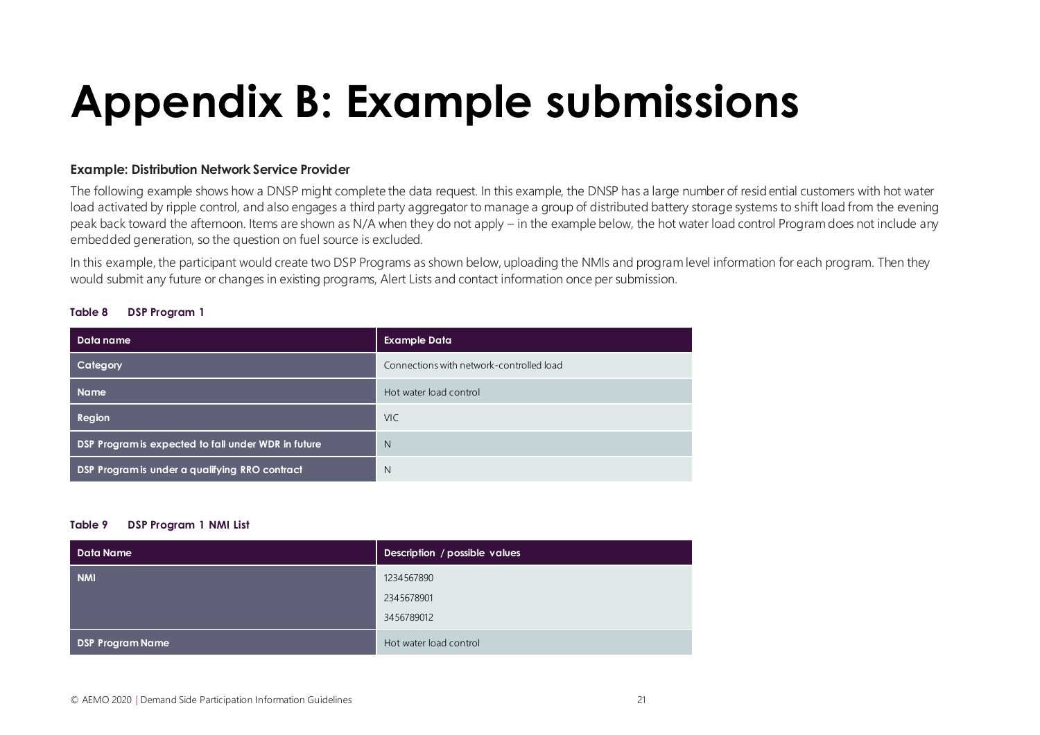# Appendix B: Example submissions

**Example: Distribution Network Service Provider**

The following example shows how a DNSP might complete the data request. In this example, the DNSP has a large number of residential customers with hot water load activated by ripple control, and also engages a third party aggregator to manage a group of distributed battery storage systems to shift load from the evening peak back toward the afternoon. Items are shown as N/A when they do not apply – in the example below, the hot water load control Program does not include any embedded generation, so the question on fuel source is excluded.

In this example, the participant would create two DSP Programs as shown below, uploading the NMIs and program level information for each program. Then they would submit any future or changes in existing programs, Alert Lists and contact information once per submission.

**Table 8 DSP Program 1**

| Data name | Example Data |
|---|---|
| Category | Connections with network-controlled load |
| Name | Hot water load control |
| Region | VIC |
| DSP Program is expected to fall under WDR in future | N |
| DSP Program is under a qualifying RRO contract | N |

**Table 9 DSP Program 1 NMI List**

| Data Name | Description / possible values |
|---|---|
| NMI | 1234567890<br>2345678901<br>3456789012 |
| DSP Program Name | Hot water load control |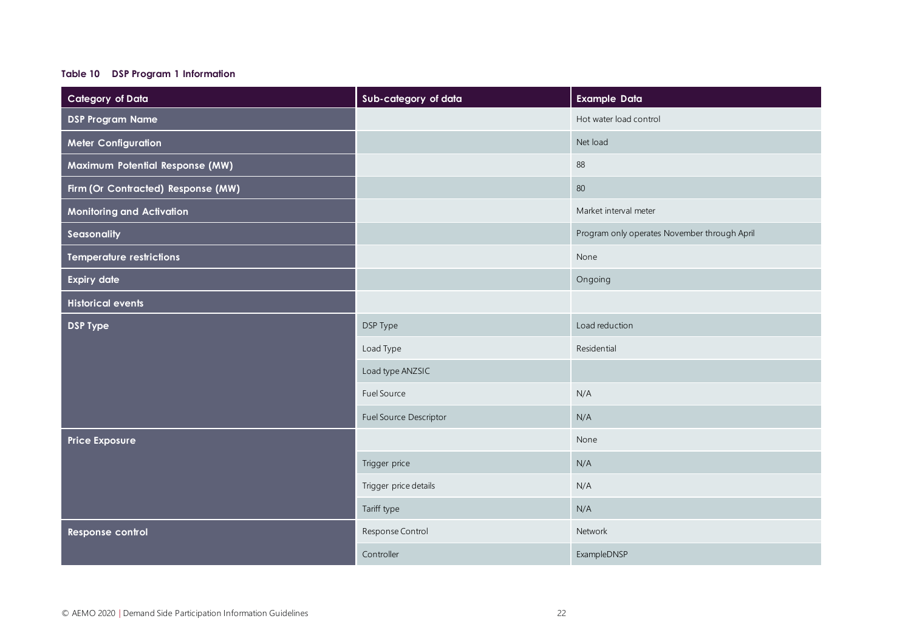**Table 10 DSP Program 1 Information**

| Category of Data | Sub-category of data | Example Data |
|---|---|---|
| **DSP Program Name** | | Hot water load control |
| **Meter Configuration** | | Net load |
| **Maximum Potential Response (MW)** | | 88 |
| **Firm (Or Contracted) Response (MW)** | | 80 |
| **Monitoring and Activation** | | Market interval meter |
| **Seasonality** | | Program only operates November through April |
| **Temperature restrictions** | | None |
| **Expiry date** | | Ongoing |
| **Historical events** | | |
| **DSP Type** | DSP Type | Load reduction |
| | Load Type | Residential |
| | Load type ANZSIC | |
| | Fuel Source | N/A |
| | Fuel Source Descriptor | N/A |
| **Price Exposure** | | None |
| | Trigger price | N/A |
| | Trigger price details | N/A |
| | Tariff type | N/A |
| **Response control** | Response Control | Network |
| | Controller | ExampleDNSP |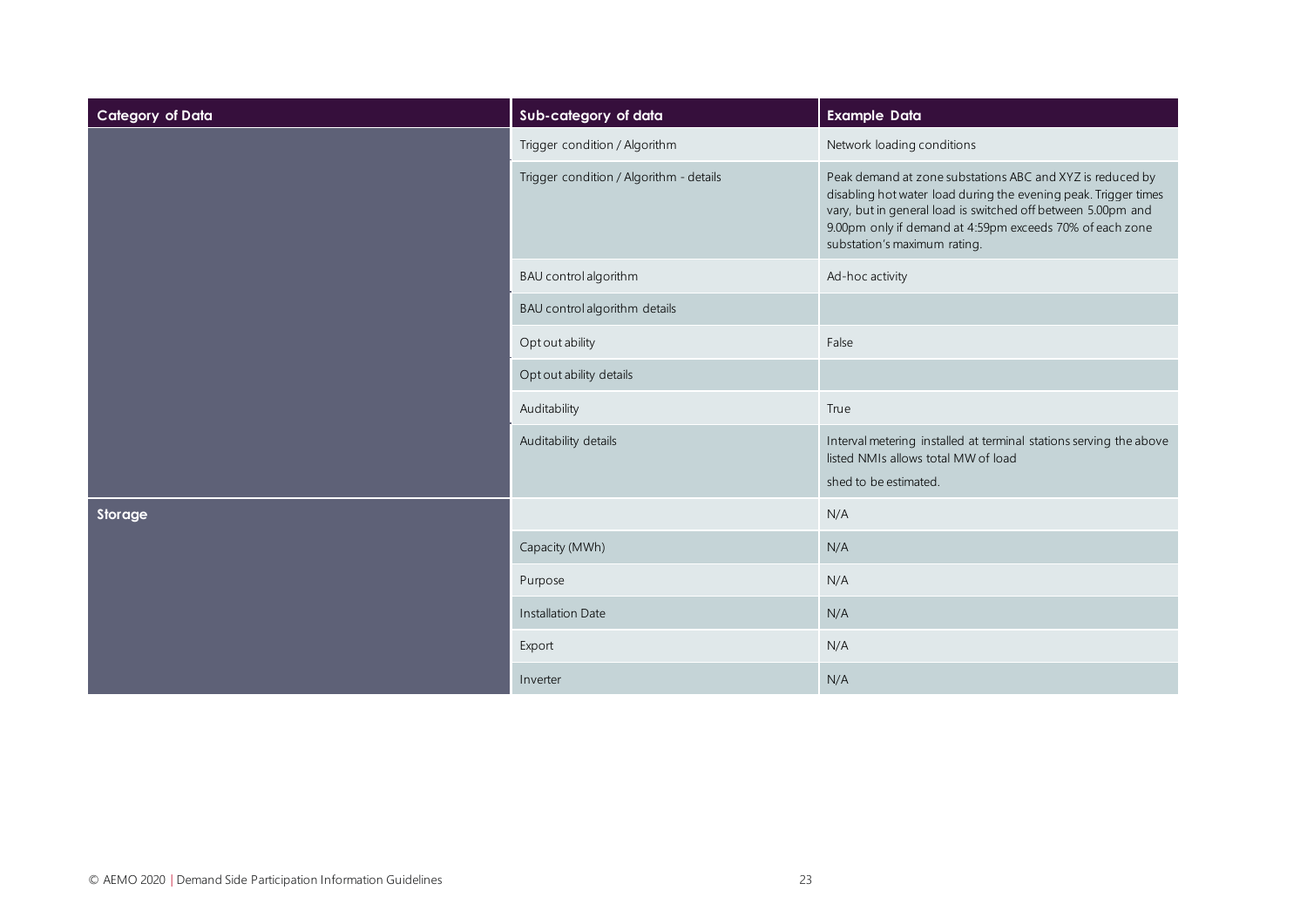| Category of Data | Sub-category of data | Example Data |
| --- | --- | --- |
| | Trigger condition / Algorithm | Network loading conditions |
| | Trigger condition / Algorithm - details | Peak demand at zone substations ABC and XYZ is reduced by disabling hot water load during the evening peak. Trigger times vary, but in general load is switched off between 5.00pm and 9.00pm only if demand at 4:59pm exceeds 70% of each zone substation's maximum rating. |
| | BAU control algorithm | Ad-hoc activity |
| | BAU control algorithm details | |
| | Opt out ability | False |
| | Opt out ability details | |
| | Auditability | True |
| | Auditability details | Interval metering installed at terminal stations serving the above listed NMIs allows total MW of load shed to be estimated. |
| **Storage** | | N/A |
| | Capacity (MWh) | N/A |
| | Purpose | N/A |
| | Installation Date | N/A |
| | Export | N/A |
| | Inverter | N/A |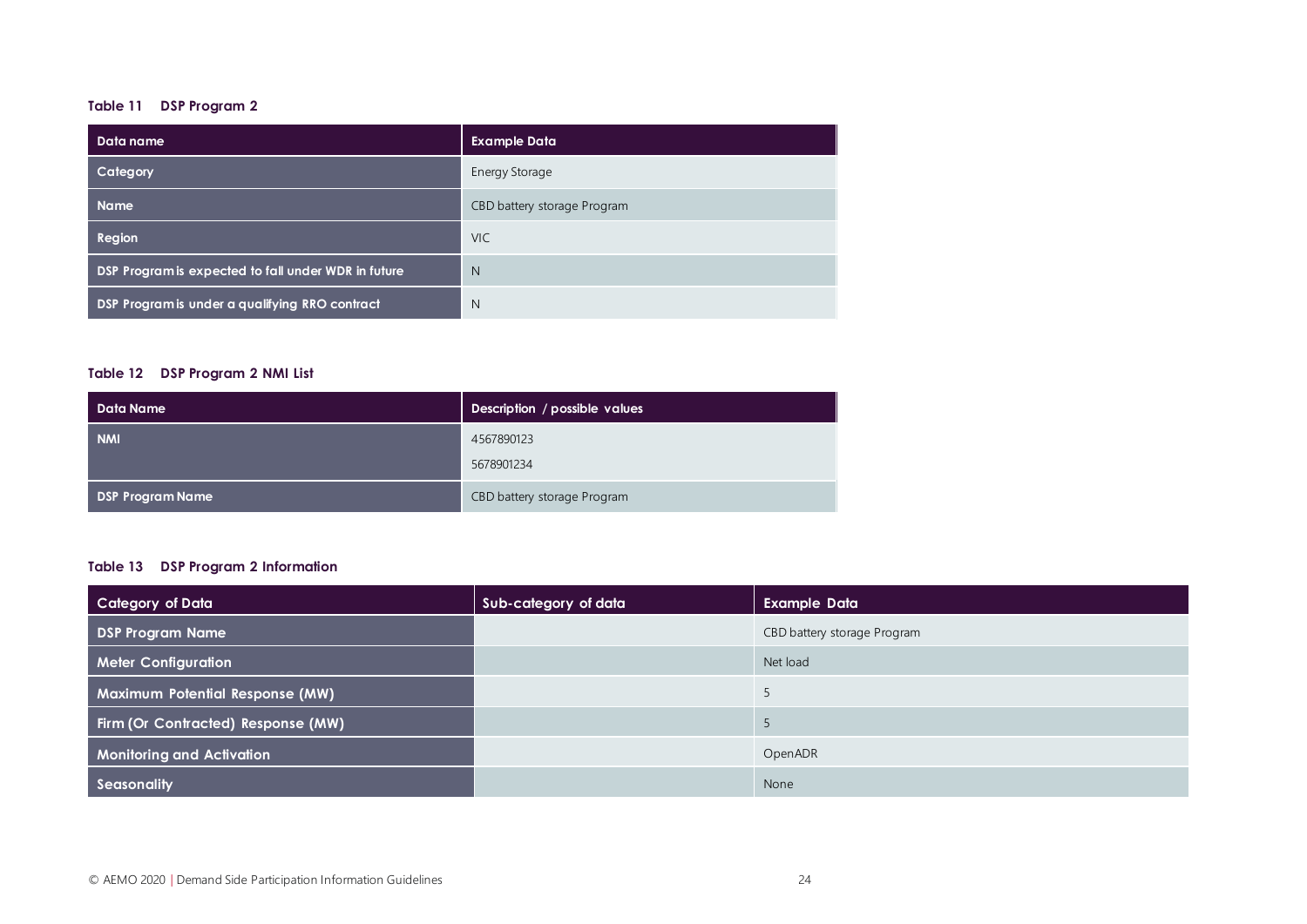**Table 11 DSP Program 2**

| Data name | Example Data |
| --- | --- |
| Category | Energy Storage |
| Name | CBD battery storage Program |
| Region | VIC |
| DSP Program is expected to fall under WDR in future | N |
| DSP Program is under a qualifying RRO contract | N |

**Table 12 DSP Program 2 NMI List**

| Data Name | Description / possible values |
| --- | --- |
| NMI | 4567890123<br>5678901234 |
| DSP Program Name | CBD battery storage Program |

**Table 13 DSP Program 2 Information**

| Category of Data | Sub-category of data | Example Data |
| --- | --- | --- |
| DSP Program Name | | CBD battery storage Program |
| Meter Configuration | | Net load |
| Maximum Potential Response (MW) | | 5 |
| Firm (Or Contracted) Response (MW) | | 5 |
| Monitoring and Activation | | OpenADR |
| Seasonality | | None |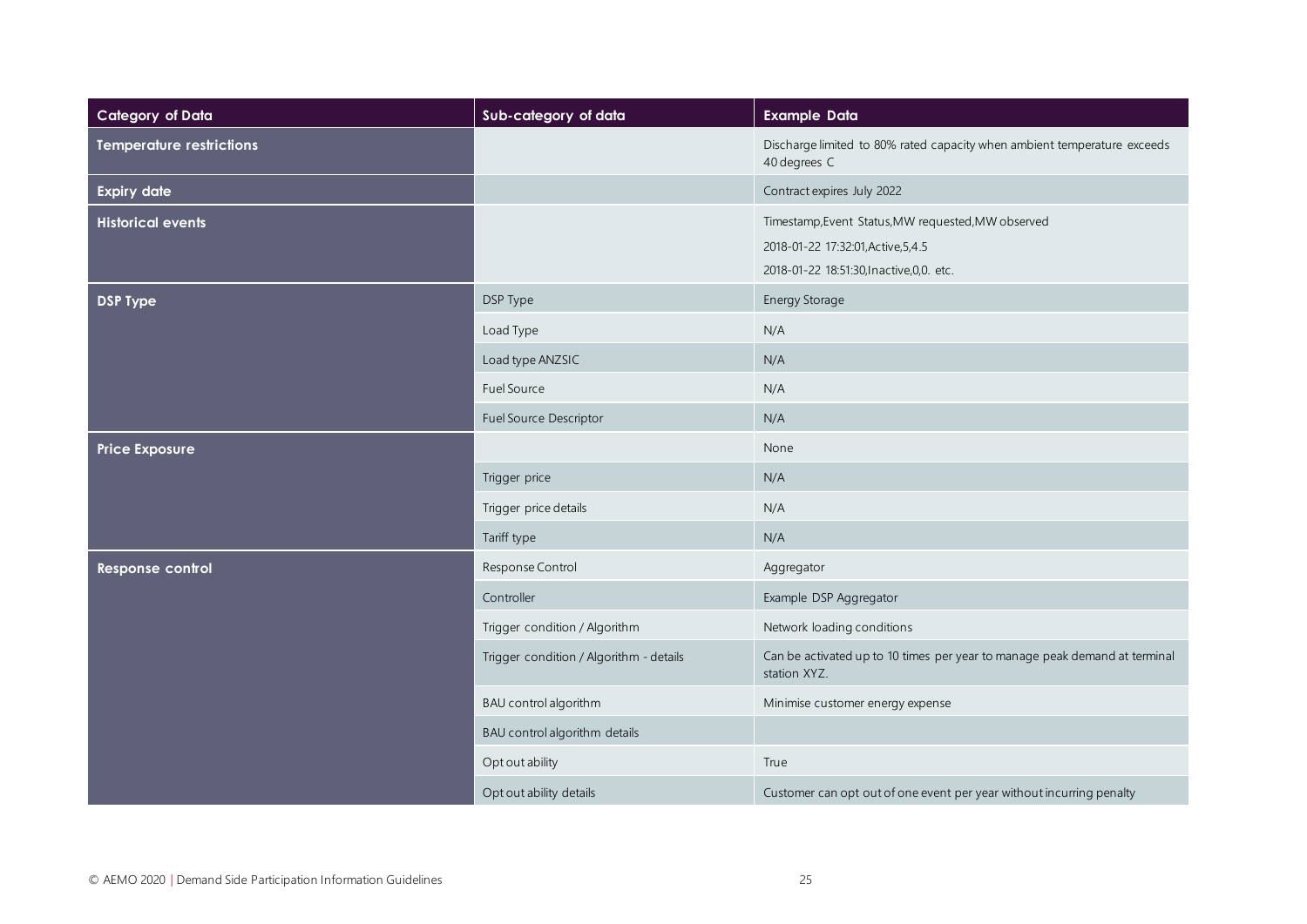| Category of Data | Sub-category of data | Example Data |
|---|---|---|
| **Temperature restrictions** | | Discharge limited to 80% rated capacity when ambient temperature exceeds 40 degrees C |
| **Expiry date** | | Contract expires July 2022 |
| **Historical events** | | Timestamp,Event Status,MW requested,MW observed<br>2018-01-22 17:32:01,Active,5,4.5<br>2018-01-22 18:51:30,Inactive,0,0. etc. |
| **DSP Type** | DSP Type | Energy Storage |
| | Load Type | N/A |
| | Load type ANZSIC | N/A |
| | Fuel Source | N/A |
| | Fuel Source Descriptor | N/A |
| **Price Exposure** | | None |
| | Trigger price | N/A |
| | Trigger price details | N/A |
| | Tariff type | N/A |
| **Response control** | Response Control | Aggregator |
| | Controller | Example DSP Aggregator |
| | Trigger condition / Algorithm | Network loading conditions |
| | Trigger condition / Algorithm - details | Can be activated up to 10 times per year to manage peak demand at terminal station XYZ. |
| | BAU control algorithm | Minimise customer energy expense |
| | BAU control algorithm details | |
| | Opt out ability | True |
| | Opt out ability details | Customer can opt out of one event per year without incurring penalty |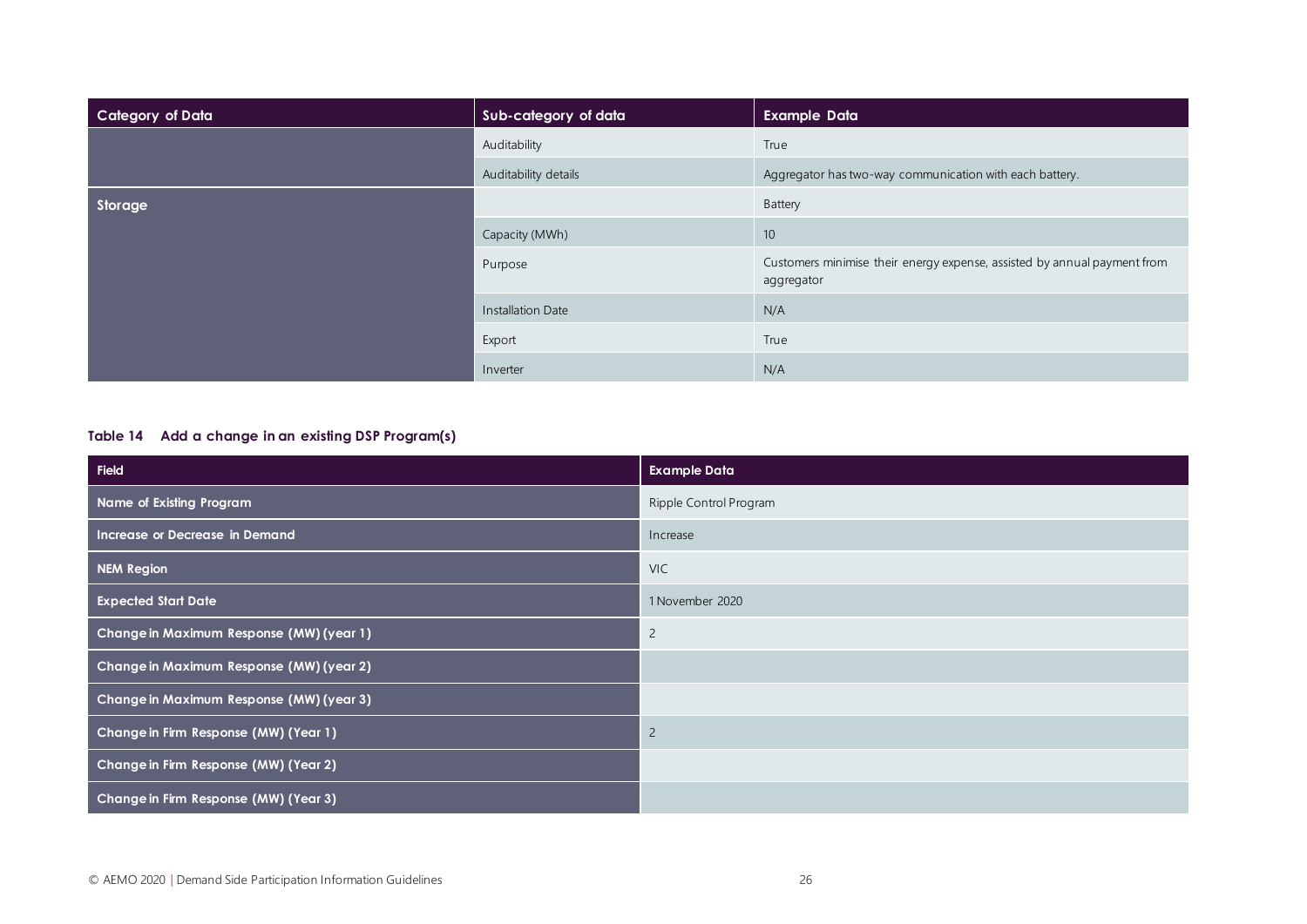| Category of Data | Sub-category of data | Example Data |
|---|---|---|
| | Auditability | True |
| | Auditability details | Aggregator has two-way communication with each battery. |
| **Storage** | | Battery |
| | Capacity (MWh) | 10 |
| | Purpose | Customers minimise their energy expense, assisted by annual payment from aggregator |
| | Installation Date | N/A |
| | Export | True |
| | Inverter | N/A |

**Table 14 Add a change in an existing DSP Program(s)**

| Field | Example Data |
|---|---|
| **Name of Existing Program** | Ripple Control Program |
| **Increase or Decrease in Demand** | Increase |
| **NEM Region** | VIC |
| **Expected Start Date** | 1 November 2020 |
| **Change in Maximum Response (MW) (year 1)** | 2 |
| **Change in Maximum Response (MW) (year 2)** | |
| **Change in Maximum Response (MW) (year 3)** | |
| **Change in Firm Response (MW) (Year 1)** | 2 |
| **Change in Firm Response (MW) (Year 2)** | |
| **Change in Firm Response (MW) (Year 3)** | |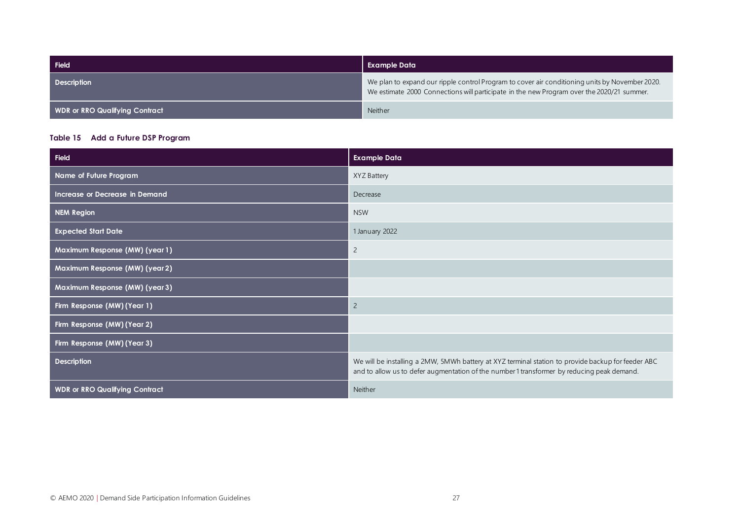| Field | Example Data |
| --- | --- |
| Description | We plan to expand our ripple control Program to cover air conditioning units by November 2020. We estimate 2000 Connections will participate in the new Program over the 2020/21 summer. |
| WDR or RRO Qualifying Contract | Neither |

**Table 15 Add a Future DSP Program**

| Field | Example Data |
| --- | --- |
| Name of Future Program | XYZ Battery |
| Increase or Decrease in Demand | Decrease |
| NEM Region | NSW |
| Expected Start Date | 1 January 2022 |
| Maximum Response (MW) (year 1) | 2 |
| Maximum Response (MW) (year 2) | |
| Maximum Response (MW) (year 3) | |
| Firm Response (MW) (Year 1) | 2 |
| Firm Response (MW) (Year 2) | |
| Firm Response (MW) (Year 3) | |
| Description | We will be installing a 2MW, 5MWh battery at XYZ terminal station to provide backup for feeder ABC and to allow us to defer augmentation of the number 1 transformer by reducing peak demand. |
| WDR or RRO Qualifying Contract | Neither |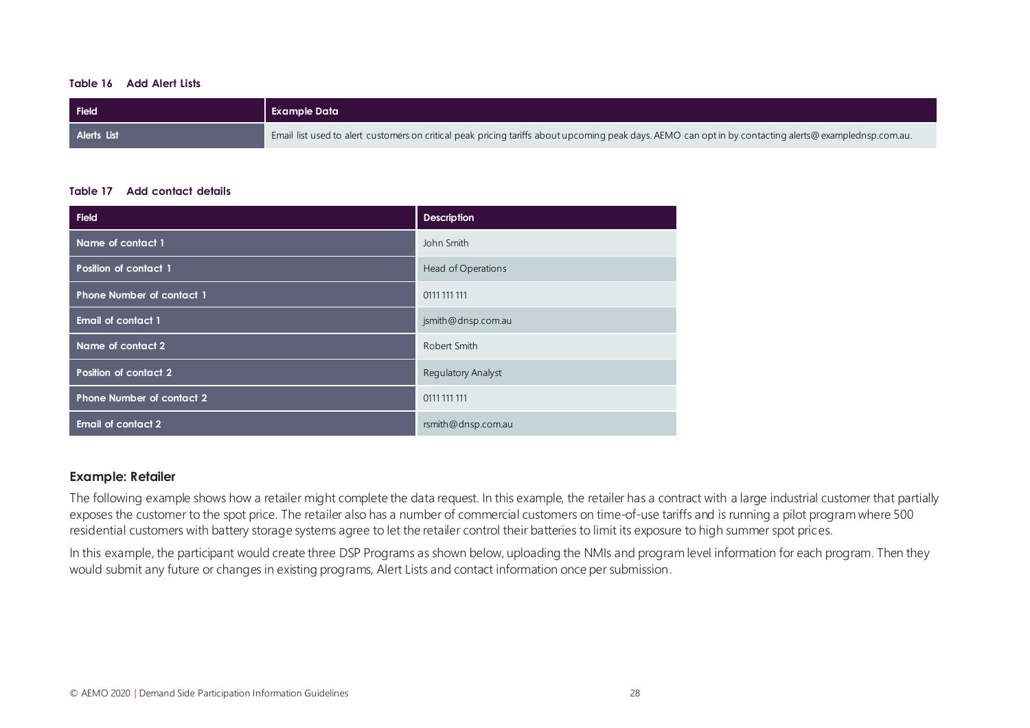**Table 16 Add Alert Lists**

| Field | Example Data |
| --- | --- |
| Alerts List | Email list used to alert customers on critical peak pricing tariffs about upcoming peak days. AEMO can opt in by contacting alerts@exampledns p.com.au. |

**Table 17 Add contact details**

| Field | Description |
| --- | --- |
| Name of contact 1 | John Smith |
| Position of contact 1 | Head of Operations |
| Phone Number of contact 1 | 0111 111 111 |
| Email of contact 1 | jsmith@dnsp.com.au |
| Name of contact 2 | Robert Smith |
| Position of contact 2 | Regulatory Analyst |
| Phone Number of contact 2 | 0111 111 111 |
| Email of contact 2 | rsmith@dnsp.com.au |

### Example: Retailer

The following example shows how a retailer might complete the data request. In this example, the retailer has a contract with a large industrial customer that partially exposes the customer to the spot price. The retailer also has a number of commercial customers on time-of-use tariffs and is running a pilot program where 500 residential customers with battery storage systems agree to let the retailer control their batteries to limit its exposure to high summer spot prices.

In this example, the participant would create three DSP Programs as shown below, uploading the NMIs and program level information for each program. Then they would submit any future or changes in existing programs, Alert Lists and contact information once per submission.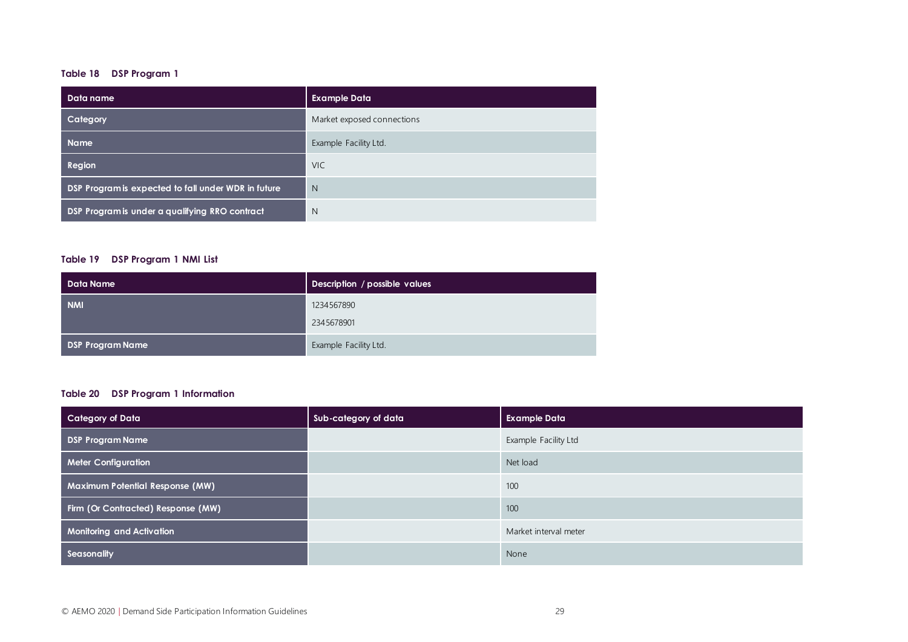**Table 18 DSP Program 1**

| Data name | Example Data |
| --- | --- |
| Category | Market exposed connections |
| Name | Example Facility Ltd. |
| Region | VIC |
| DSP Program is expected to fall under WDR in future | N |
| DSP Program is under a qualifying RRO contract | N |

**Table 19 DSP Program 1 NMI List**

| Data Name | Description / possible values |
| --- | --- |
| NMI | 1234567890<br>2345678901 |
| DSP Program Name | Example Facility Ltd. |

**Table 20 DSP Program 1 Information**

| Category of Data | Sub-category of data | Example Data |
| --- | --- | --- |
| DSP Program Name | | Example Facility Ltd |
| Meter Configuration | | Net load |
| Maximum Potential Response (MW) | | 100 |
| Firm (Or Contracted) Response (MW) | | 100 |
| Monitoring and Activation | | Market interval meter |
| Seasonality | | None |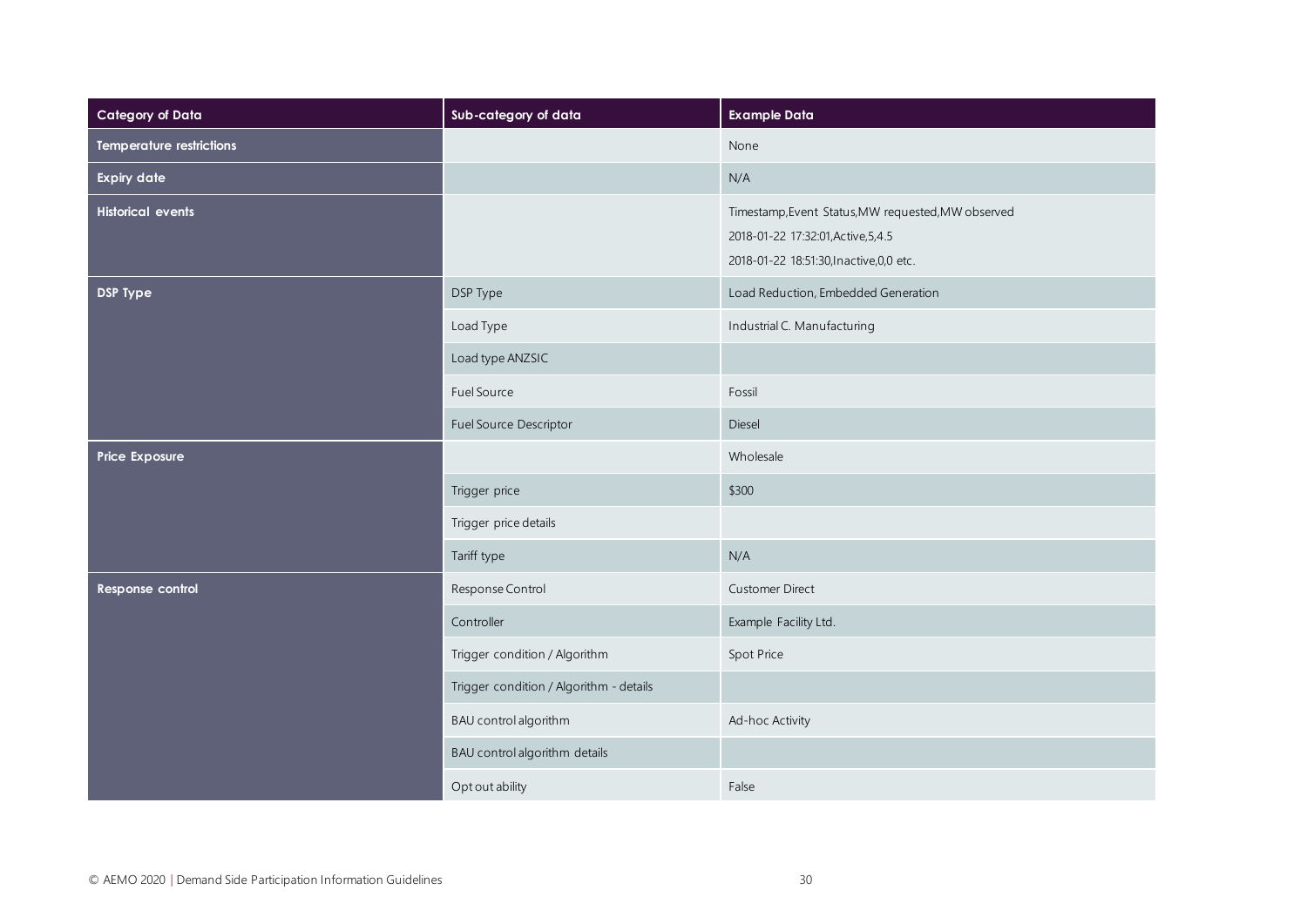| Category of Data | Sub-category of data | Example Data |
|---|---|---|
| **Temperature restrictions** | | None |
| **Expiry date** | | N/A |
| **Historical events** | | Timestamp,Event Status,MW requested,MW observed<br>2018-01-22 17:32:01,Active,5,4.5<br>2018-01-22 18:51:30,Inactive,0,0 etc. |
| **DSP Type** | DSP Type | Load Reduction, Embedded Generation |
| | Load Type | Industrial C. Manufacturing |
| | Load type ANZSIC | |
| | Fuel Source | Fossil |
| | Fuel Source Descriptor | Diesel |
| **Price Exposure** | | Wholesale |
| | Trigger price | $300 |
| | Trigger price details | |
| | Tariff type | N/A |
| **Response control** | Response Control | Customer Direct |
| | Controller | Example Facility Ltd. |
| | Trigger condition / Algorithm | Spot Price |
| | Trigger condition / Algorithm - details | |
| | BAU control algorithm | Ad-hoc Activity |
| | BAU control algorithm details | |
| | Opt out ability | False |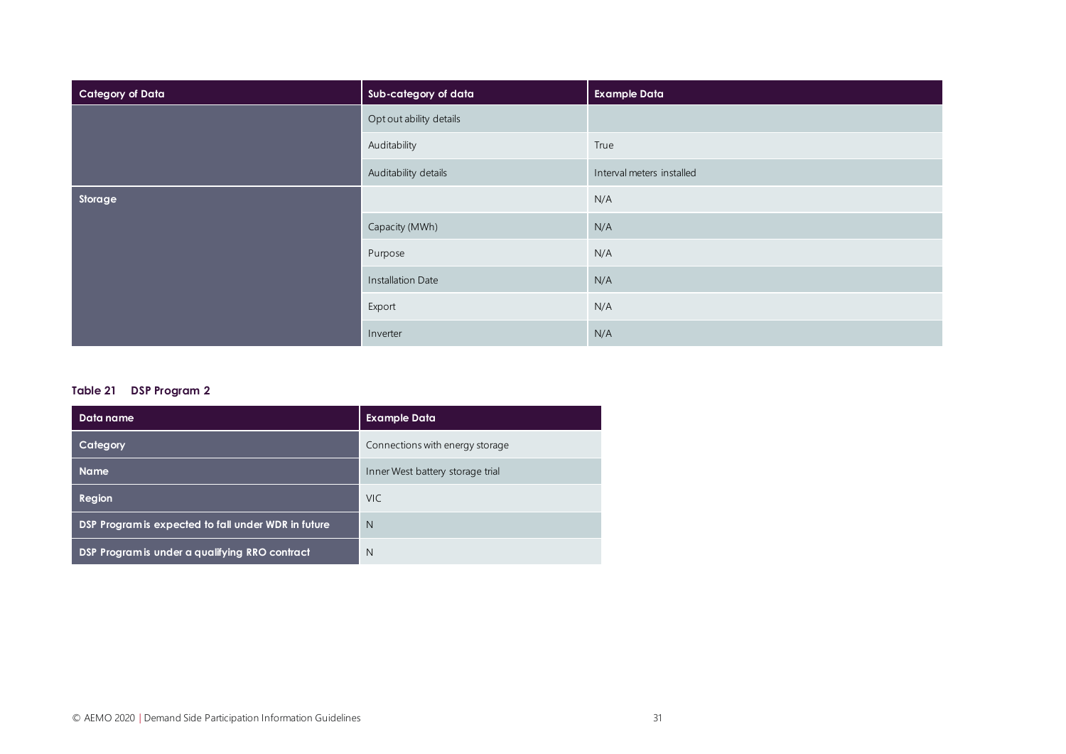| Category of Data | Sub-category of data | Example Data |
| --- | --- | --- |
| | Opt out ability details | |
| | Auditability | True |
| | Auditability details | Interval meters installed |
| Storage | | N/A |
| | Capacity (MWh) | N/A |
| | Purpose | N/A |
| | Installation Date | N/A |
| | Export | N/A |
| | Inverter | N/A |

**Table 21 DSP Program 2**

| Data name | Example Data |
| --- | --- |
| **Category** | Connections with energy storage |
| **Name** | Inner West battery storage trial |
| **Region** | VIC |
| **DSP Program is expected to fall under WDR in future** | N |
| **DSP Program is under a qualifying RRO contract** | N |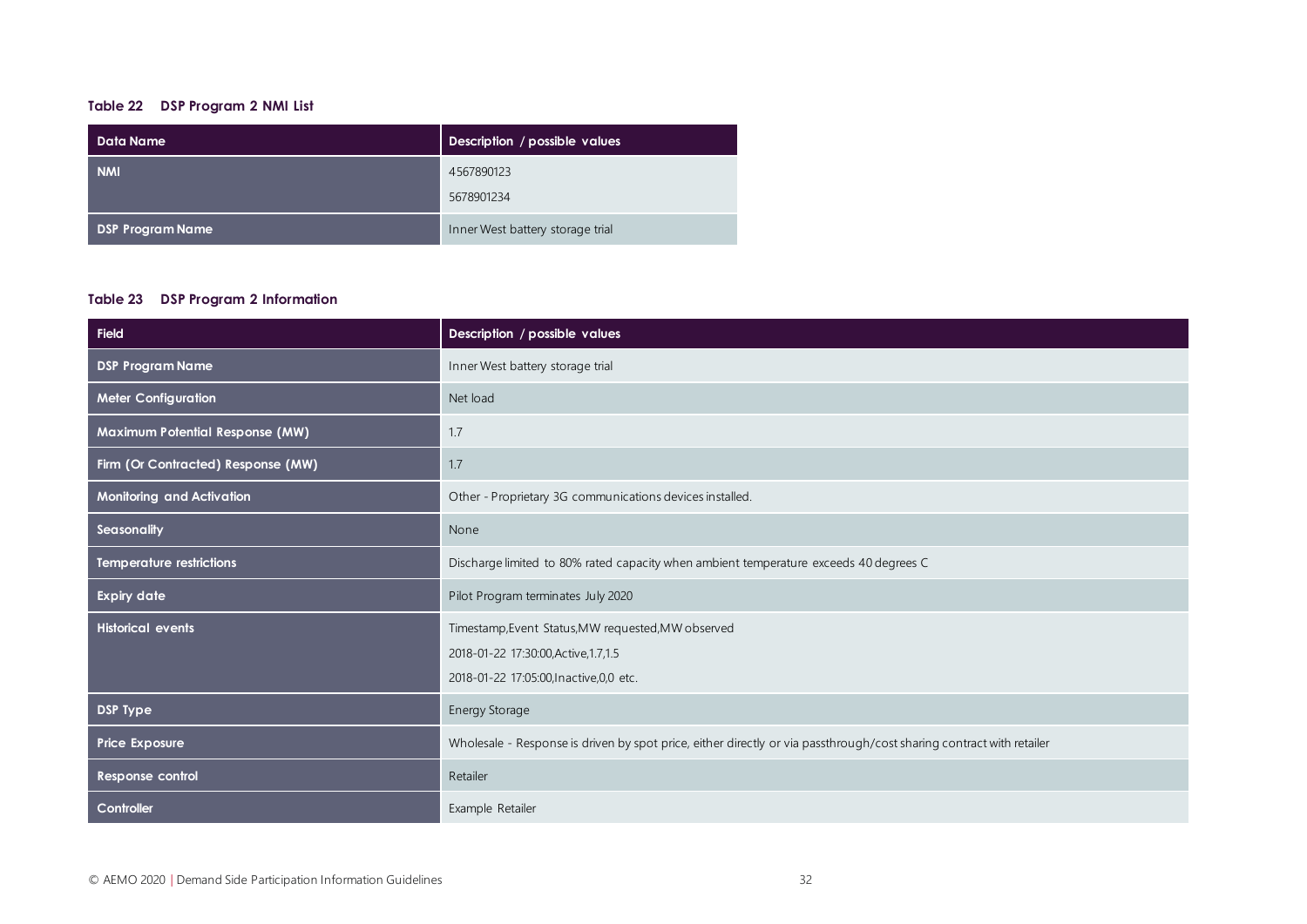**Table 22 DSP Program 2 NMI List**

| Data Name | Description / possible values |
| --- | --- |
| NMI | 4567890123<br>5678901234 |
| DSP Program Name | Inner West battery storage trial |

**Table 23 DSP Program 2 Information**

| Field | Description / possible values |
| --- | --- |
| DSP Program Name | Inner West battery storage trial |
| Meter Configuration | Net load |
| Maximum Potential Response (MW) | 1.7 |
| Firm (Or Contracted) Response (MW) | 1.7 |
| Monitoring and Activation | Other - Proprietary 3G communications devices installed. |
| Seasonality | None |
| Temperature restrictions | Discharge limited to 80% rated capacity when ambient temperature exceeds 40 degrees C |
| Expiry date | Pilot Program terminates July 2020 |
| Historical events | Timestamp,Event Status,MW requested,MW observed<br>2018-01-22 17:30:00,Active,1.7,1.5<br>2018-01-22 17:05:00,Inactive,0,0 etc. |
| DSP Type | Energy Storage |
| Price Exposure | Wholesale - Response is driven by spot price, either directly or via passthrough/cost sharing contract with retailer |
| Response control | Retailer |
| Controller | Example Retailer |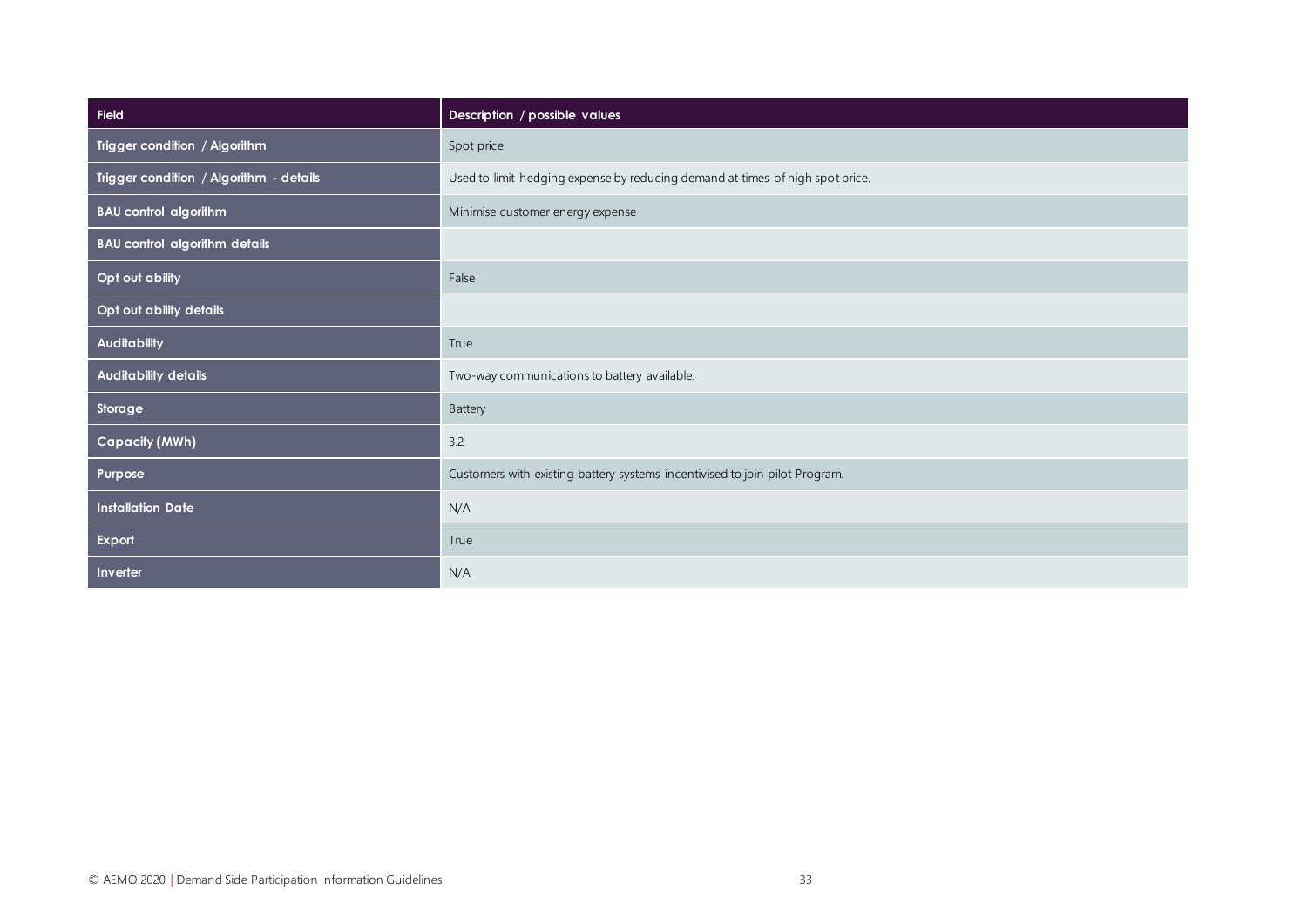| Field | Description / possible values |
| --- | --- |
| Trigger condition / Algorithm | Spot price |
| Trigger condition / Algorithm - details | Used to limit hedging expense by reducing demand at times of high spot price. |
| BAU control algorithm | Minimise customer energy expense |
| BAU control algorithm details | |
| Opt out ability | False |
| Opt out ability details | |
| Auditability | True |
| Auditability details | Two-way communications to battery available. |
| Storage | Battery |
| Capacity (MWh) | 3.2 |
| Purpose | Customers with existing battery systems incentivised to join pilot Program. |
| Installation Date | N/A |
| Export | True |
| Inverter | N/A |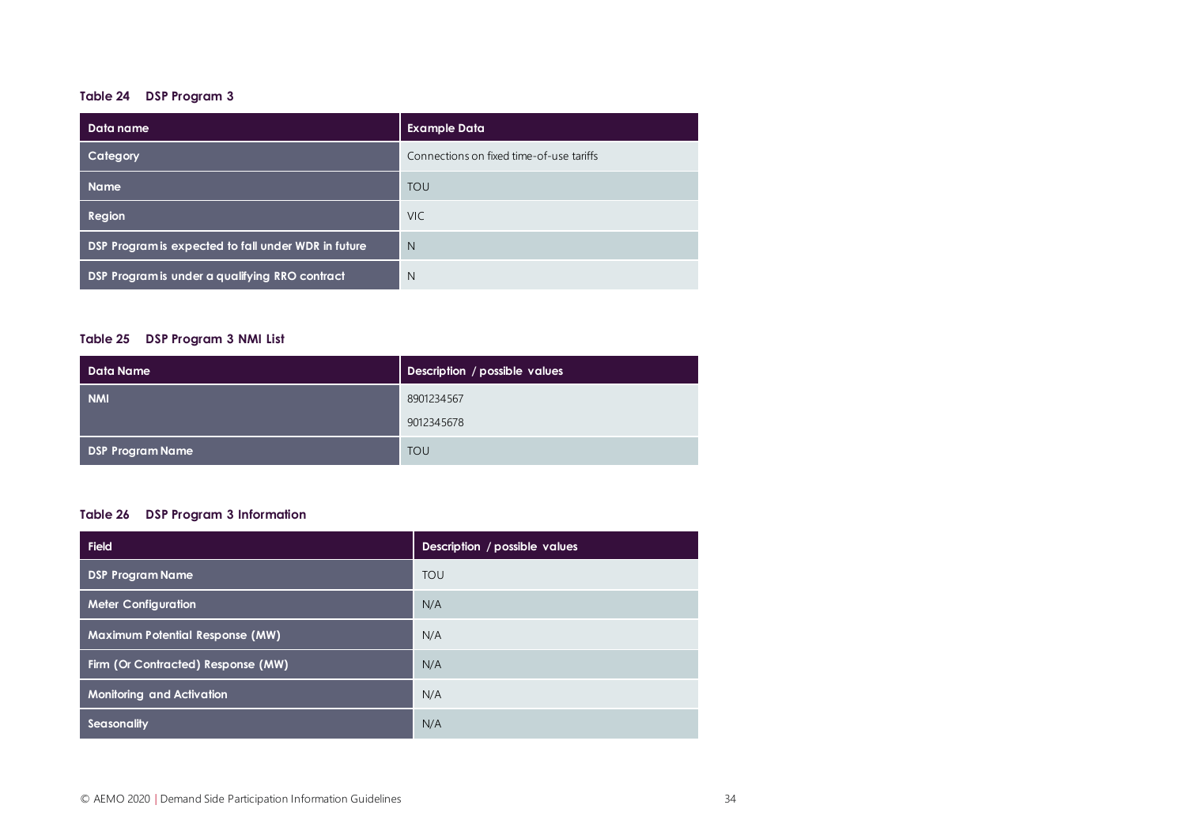**Table 24 DSP Program 3**

| Data name | Example Data |
|---|---|
| Category | Connections on fixed time-of-use tariffs |
| Name | TOU |
| Region | VIC |
| DSP Program is expected to fall under WDR in future | N |
| DSP Program is under a qualifying RRO contract | N |

**Table 25 DSP Program 3 NMI List**

| Data Name | Description / possible values |
|---|---|
| NMI | 8901234567<br>9012345678 |
| DSP Program Name | TOU |

**Table 26 DSP Program 3 Information**

| Field | Description / possible values |
|---|---|
| DSP Program Name | TOU |
| Meter Configuration | N/A |
| Maximum Potential Response (MW) | N/A |
| Firm (Or Contracted) Response (MW) | N/A |
| Monitoring and Activation | N/A |
| Seasonality | N/A |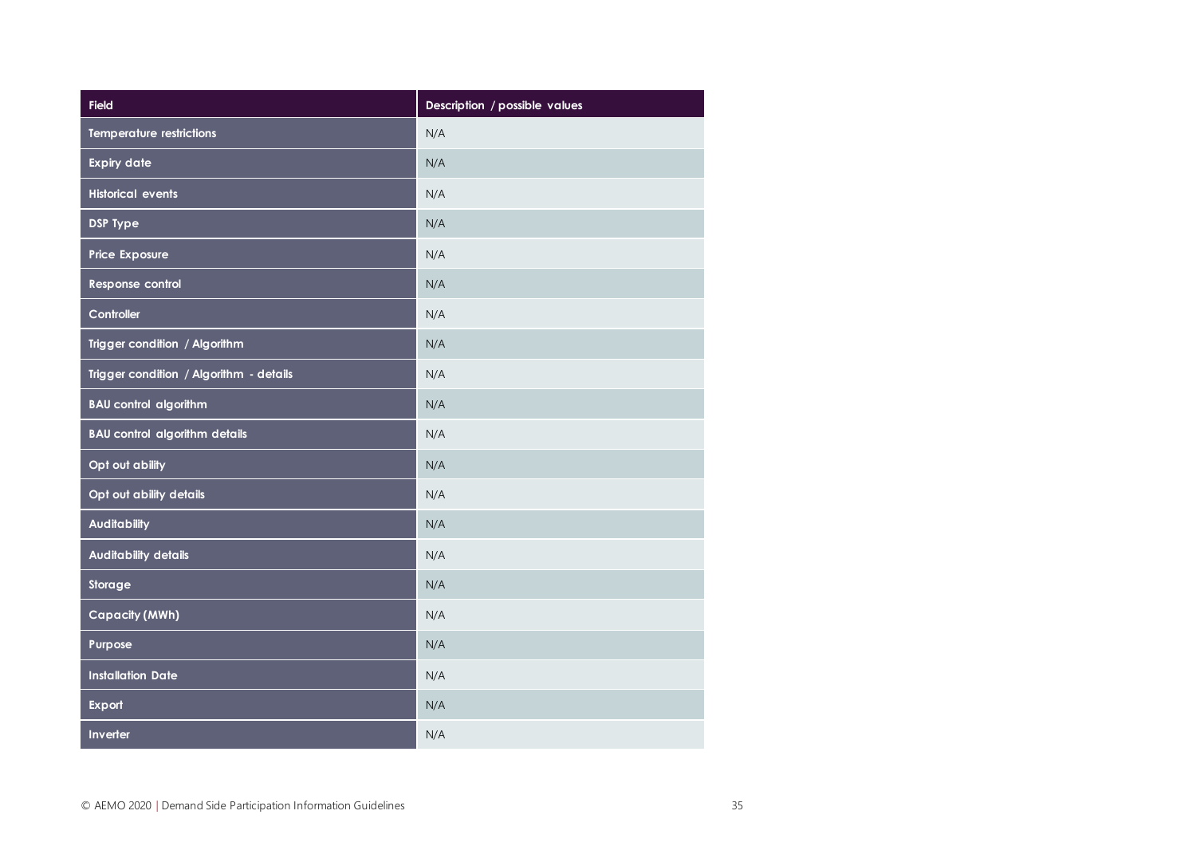| Field | Description / possible values |
|---|---|
| Temperature restrictions | N/A |
| Expiry date | N/A |
| Historical events | N/A |
| DSP Type | N/A |
| Price Exposure | N/A |
| Response control | N/A |
| Controller | N/A |
| Trigger condition / Algorithm | N/A |
| Trigger condition / Algorithm - details | N/A |
| BAU control algorithm | N/A |
| BAU control algorithm details | N/A |
| Opt out ability | N/A |
| Opt out ability details | N/A |
| Auditability | N/A |
| Auditability details | N/A |
| Storage | N/A |
| Capacity (MWh) | N/A |
| Purpose | N/A |
| Installation Date | N/A |
| Export | N/A |
| Inverter | N/A |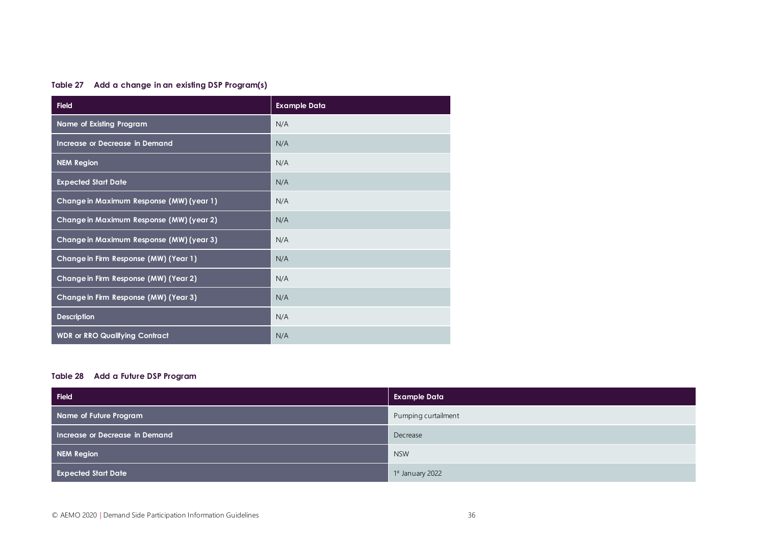**Table 27 Add a change in an existing DSP Program(s)**

| Field | Example Data |
|---|---|
| Name of Existing Program | N/A |
| Increase or Decrease in Demand | N/A |
| NEM Region | N/A |
| Expected Start Date | N/A |
| Change in Maximum Response (MW) (year 1) | N/A |
| Change in Maximum Response (MW) (year 2) | N/A |
| Change in Maximum Response (MW) (year 3) | N/A |
| Change in Firm Response (MW) (Year 1) | N/A |
| Change in Firm Response (MW) (Year 2) | N/A |
| Change in Firm Response (MW) (Year 3) | N/A |
| Description | N/A |
| WDR or RRO Qualifying Contract | N/A |

**Table 28 Add a Future DSP Program**

| Field | Example Data |
|---|---|
| Name of Future Program | Pumping curtailment |
| Increase or Decrease in Demand | Decrease |
| NEM Region | NSW |
| Expected Start Date | 1st January 2022 |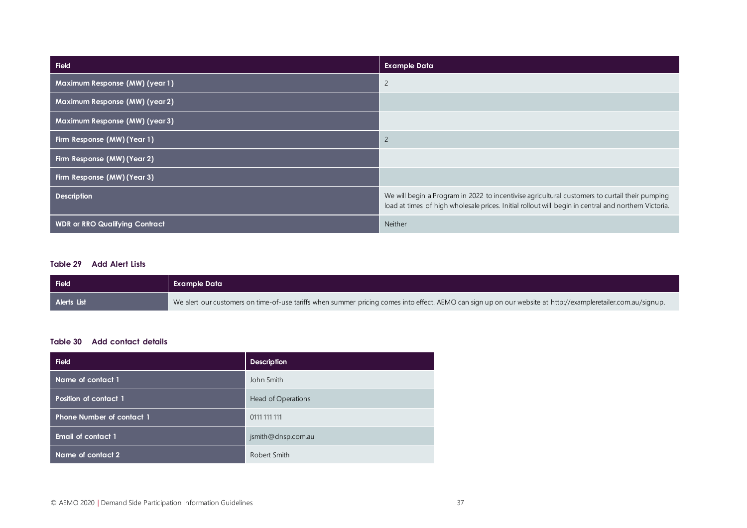| Field | Example Data |
| --- | --- |
| Maximum Response (MW) (year 1) | 2 |
| Maximum Response (MW) (year 2) | |
| Maximum Response (MW) (year 3) | |
| Firm Response (MW) (Year 1) | 2 |
| Firm Response (MW) (Year 2) | |
| Firm Response (MW) (Year 3) | |
| Description | We will begin a Program in 2022 to incentivise agricultural customers to curtail their pumping load at times of high wholesale prices. Initial rollout will begin in central and northern Victoria. |
| WDR or RRO Qualifying Contract | Neither |

**Table 29 Add Alert Lists**

| Field | Example Data |
| --- | --- |
| Alerts List | We alert our customers on time-of-use tariffs when summer pricing comes into effect. AEMO can sign up on our website at http://exampleretailer.com.au/signup. |

**Table 30 Add contact details**

| Field | Description |
| --- | --- |
| Name of contact 1 | John Smith |
| Position of contact 1 | Head of Operations |
| Phone Number of contact 1 | 0111 111 111 |
| Email of contact 1 | jsmith@dnsp.com.au |
| Name of contact 2 | Robert Smith |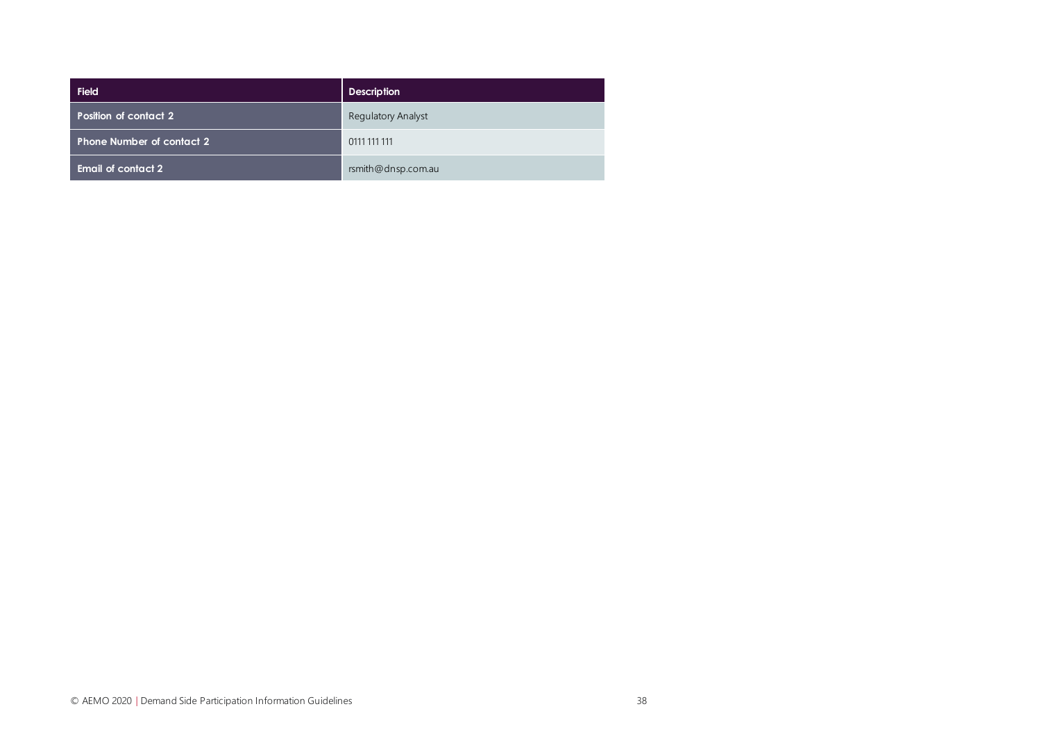| Field | Description |
| --- | --- |
| Position of contact 2 | Regulatory Analyst |
| Phone Number of contact 2 | 0111 111 111 |
| Email of contact 2 | rsmith@dnsp.com.au |